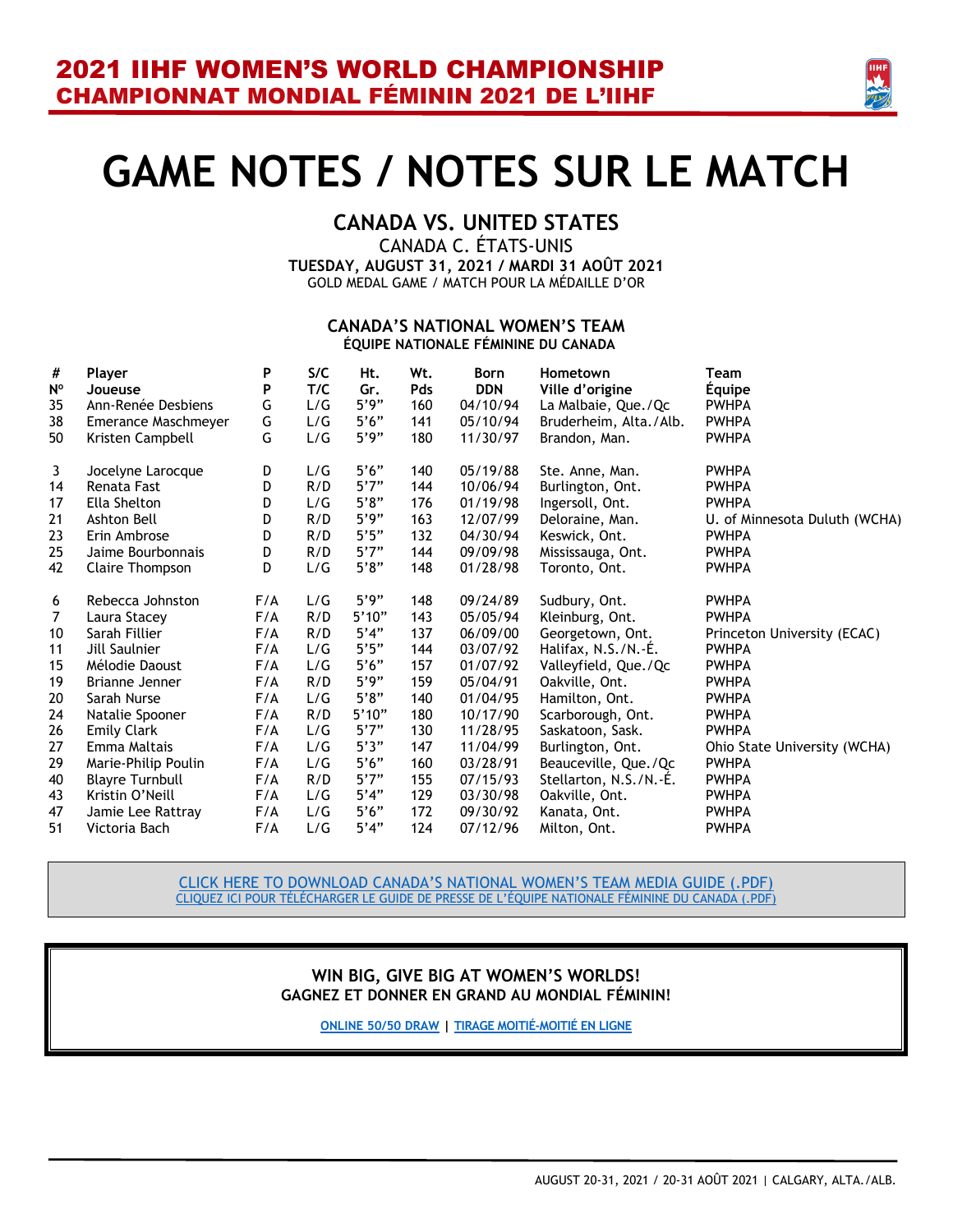# 2021 IIHF WOMEN'S WORLD CHAMPIONSHIP
## CHAMPIONNAT MONDIAL FÉMININ 2021 DE L'IIHF

# GAME NOTES / NOTES SUR LE MATCH

## CANADA VS. UNITED STATES

CANADA C. ÉTATS-UNIS

**TUESDAY, AUGUST 31, 2021 / MARDI 31 AOÛT 2021**

GOLD MEDAL GAME / MATCH POUR LA MÉDAILLE D'OR

### CANADA'S NATIONAL WOMEN'S TEAM
**ÉQUIPE NATIONALE FÉMININE DU CANADA**

| # Nº | Player Joueuse | P P | S/C T/C | Ht. Gr. | Wt. Pds | Born DDN | Hometown Ville d'origine | Team Équipe |
|---|---|---|---|---|---|---|---|---|
| 35 | Ann-Renée Desbiens | G | L/G | 5'9" | 160 | 04/10/94 | La Malbaie, Que./Qc | PWHPA |
| 38 | Emerance Maschmeyer | G | L/G | 5'6" | 141 | 05/10/94 | Bruderheim, Alta./Alb. | PWHPA |
| 50 | Kristen Campbell | G | L/G | 5'9" | 180 | 11/30/97 | Brandon, Man. | PWHPA |
| 3 | Jocelyne Larocque | D | L/G | 5'6" | 140 | 05/19/88 | Ste. Anne, Man. | PWHPA |
| 14 | Renata Fast | D | R/D | 5'7" | 144 | 10/06/94 | Burlington, Ont. | PWHPA |
| 17 | Ella Shelton | D | L/G | 5'8" | 176 | 01/19/98 | Ingersoll, Ont. | PWHPA |
| 21 | Ashton Bell | D | R/D | 5'9" | 163 | 12/07/99 | Deloraine, Man. | U. of Minnesota Duluth (WCHA) |
| 23 | Erin Ambrose | D | R/D | 5'5" | 132 | 04/30/94 | Keswick, Ont. | PWHPA |
| 25 | Jaime Bourbonnais | D | R/D | 5'7" | 144 | 09/09/98 | Mississauga, Ont. | PWHPA |
| 42 | Claire Thompson | D | L/G | 5'8" | 148 | 01/28/98 | Toronto, Ont. | PWHPA |
| 6 | Rebecca Johnston | F/A | L/G | 5'9" | 148 | 09/24/89 | Sudbury, Ont. | PWHPA |
| 7 | Laura Stacey | F/A | R/D | 5'10" | 143 | 05/05/94 | Kleinburg, Ont. | PWHPA |
| 10 | Sarah Fillier | F/A | R/D | 5'4" | 137 | 06/09/00 | Georgetown, Ont. | Princeton University (ECAC) |
| 11 | Jill Saulnier | F/A | L/G | 5'5" | 144 | 03/07/92 | Halifax, N.S./N.-É. | PWHPA |
| 15 | Mélodie Daoust | F/A | L/G | 5'6" | 157 | 01/07/92 | Valleyfield, Que./Qc | PWHPA |
| 19 | Brianne Jenner | F/A | R/D | 5'9" | 159 | 05/04/91 | Oakville, Ont. | PWHPA |
| 20 | Sarah Nurse | F/A | L/G | 5'8" | 140 | 01/04/95 | Hamilton, Ont. | PWHPA |
| 24 | Natalie Spooner | F/A | R/D | 5'10" | 180 | 10/17/90 | Scarborough, Ont. | PWHPA |
| 26 | Emily Clark | F/A | L/G | 5'7" | 130 | 11/28/95 | Saskatoon, Sask. | PWHPA |
| 27 | Emma Maltais | F/A | L/G | 5'3" | 147 | 11/04/99 | Burlington, Ont. | Ohio State University (WCHA) |
| 29 | Marie-Philip Poulin | F/A | L/G | 5'6" | 160 | 03/28/91 | Beauceville, Que./Qc | PWHPA |
| 40 | Blayre Turnbull | F/A | R/D | 5'7" | 155 | 07/15/93 | Stellarton, N.S./N.-É. | PWHPA |
| 43 | Kristin O'Neill | F/A | L/G | 5'4" | 129 | 03/30/98 | Oakville, Ont. | PWHPA |
| 47 | Jamie Lee Rattray | F/A | L/G | 5'6" | 172 | 09/30/92 | Kanata, Ont. | PWHPA |
| 51 | Victoria Bach | F/A | L/G | 5'4" | 124 | 07/12/96 | Milton, Ont. | PWHPA |

CLICK HERE TO DOWNLOAD CANADA'S NATIONAL WOMEN'S TEAM MEDIA GUIDE (.PDF)
CLIQUEZ ICI POUR TÉLÉCHARGER LE GUIDE DE PRESSE DE L'ÉQUIPE NATIONALE FÉMININE DU CANADA (.PDF)

**WIN BIG, GIVE BIG AT WOMEN'S WORLDS!**
**GAGNEZ ET DONNER EN GRAND AU MONDIAL FÉMININ!**

ONLINE 50/50 DRAW | TIRAGE MOITIÉ-MOITIÉ EN LIGNE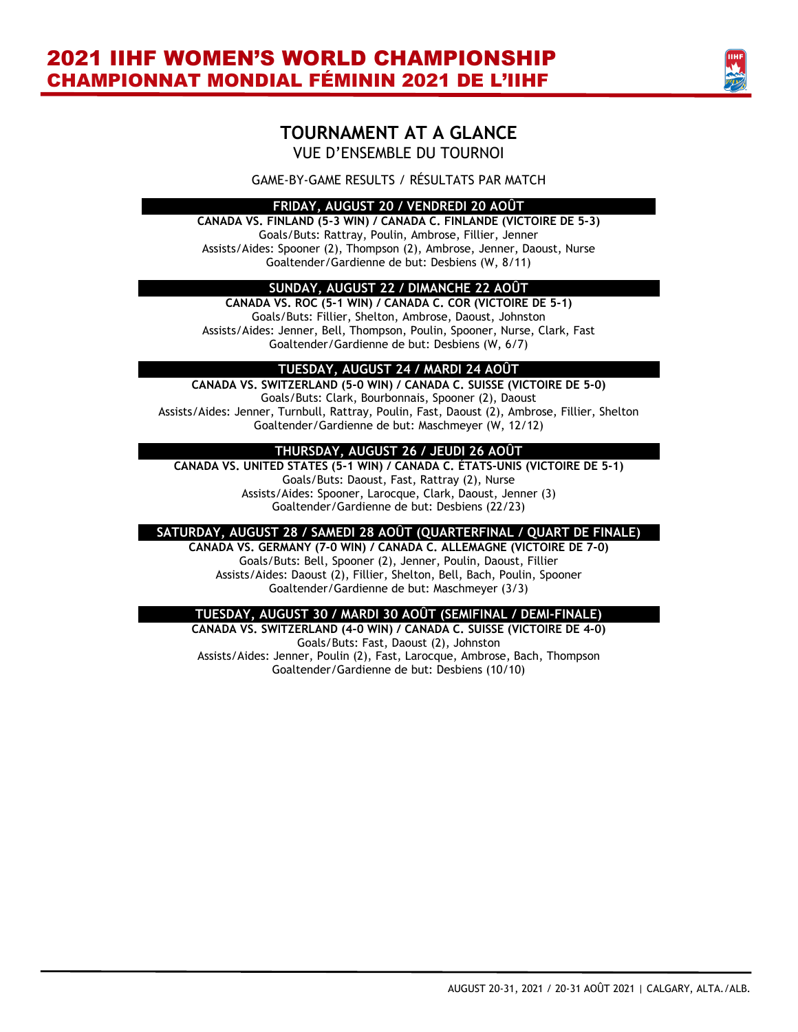# 2021 IIHF WOMEN'S WORLD CHAMPIONSHIP
# CHAMPIONNAT MONDIAL FÉMININ 2021 DE L'IIHF

## TOURNAMENT AT A GLANCE
VUE D'ENSEMBLE DU TOURNOI

GAME-BY-GAME RESULTS / RÉSULTATS PAR MATCH

### FRIDAY, AUGUST 20 / VENDREDI 20 AOÛT

**CANADA VS. FINLAND (5-3 WIN) / CANADA C. FINLANDE (VICTOIRE DE 5-3)**
Goals/Buts: Rattray, Poulin, Ambrose, Fillier, Jenner
Assists/Aides: Spooner (2), Thompson (2), Ambrose, Jenner, Daoust, Nurse
Goaltender/Gardienne de but: Desbiens (W, 8/11)

### SUNDAY, AUGUST 22 / DIMANCHE 22 AOÛT

**CANADA VS. ROC (5-1 WIN) / CANADA C. COR (VICTOIRE DE 5-1)**
Goals/Buts: Fillier, Shelton, Ambrose, Daoust, Johnston
Assists/Aides: Jenner, Bell, Thompson, Poulin, Spooner, Nurse, Clark, Fast
Goaltender/Gardienne de but: Desbiens (W, 6/7)

### TUESDAY, AUGUST 24 / MARDI 24 AOÛT

**CANADA VS. SWITZERLAND (5-0 WIN) / CANADA C. SUISSE (VICTOIRE DE 5-0)**
Goals/Buts: Clark, Bourbonnais, Spooner (2), Daoust
Assists/Aides: Jenner, Turnbull, Rattray, Poulin, Fast, Daoust (2), Ambrose, Fillier, Shelton
Goaltender/Gardienne de but: Maschmeyer (W, 12/12)

### THURSDAY, AUGUST 26 / JEUDI 26 AOÛT

**CANADA VS. UNITED STATES (5-1 WIN) / CANADA C. ÉTATS-UNIS (VICTOIRE DE 5-1)**
Goals/Buts: Daoust, Fast, Rattray (2), Nurse
Assists/Aides: Spooner, Larocque, Clark, Daoust, Jenner (3)
Goaltender/Gardienne de but: Desbiens (22/23)

### SATURDAY, AUGUST 28 / SAMEDI 28 AOÛT (QUARTERFINAL / QUART DE FINALE)

**CANADA VS. GERMANY (7-0 WIN) / CANADA C. ALLEMAGNE (VICTOIRE DE 7-0)**
Goals/Buts: Bell, Spooner (2), Jenner, Poulin, Daoust, Fillier
Assists/Aides: Daoust (2), Fillier, Shelton, Bell, Bach, Poulin, Spooner
Goaltender/Gardienne de but: Maschmeyer (3/3)

### TUESDAY, AUGUST 30 / MARDI 30 AOÛT (SEMIFINAL / DEMI-FINALE)

**CANADA VS. SWITZERLAND (4-0 WIN) / CANADA C. SUISSE (VICTOIRE DE 4-0)**
Goals/Buts: Fast, Daoust (2), Johnston
Assists/Aides: Jenner, Poulin (2), Fast, Larocque, Ambrose, Bach, Thompson
Goaltender/Gardienne de but: Desbiens (10/10)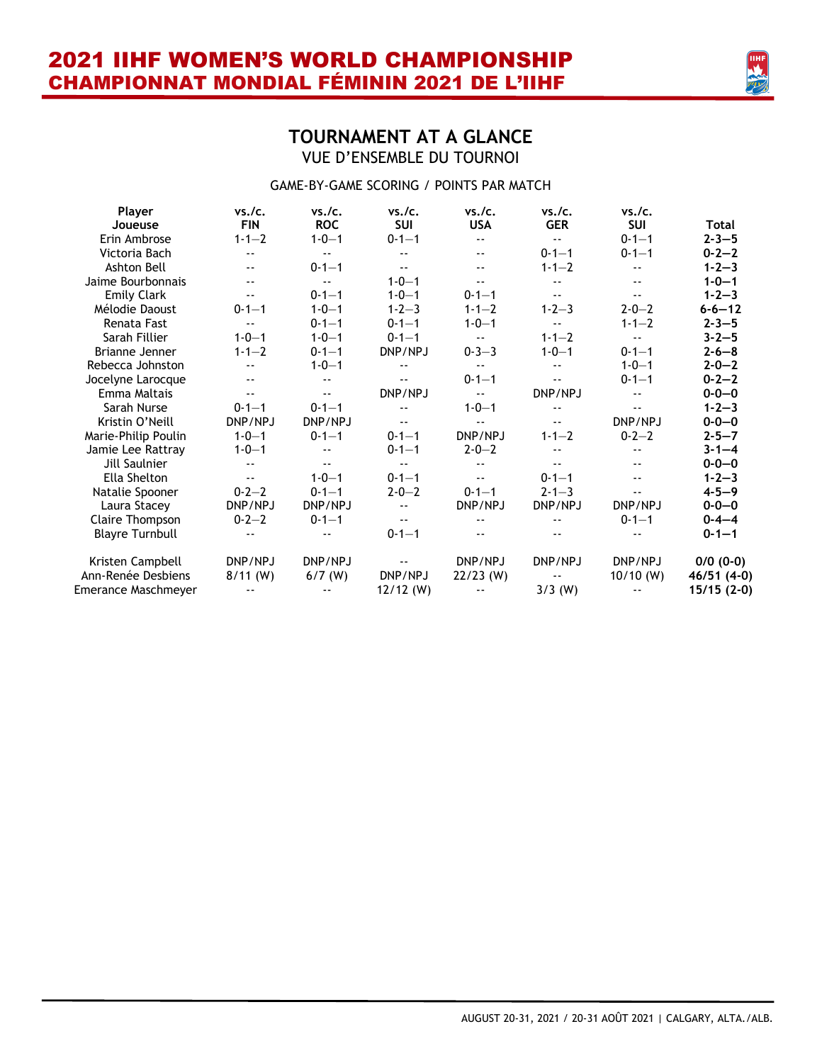# 2021 IIHF WOMEN'S WORLD CHAMPIONSHIP
# CHAMPIONNAT MONDIAL FÉMININ 2021 DE L'IIHF

## TOURNAMENT AT A GLANCE
VUE D'ENSEMBLE DU TOURNOI

GAME-BY-GAME SCORING / POINTS PAR MATCH

| Player Joueuse | vs./c. FIN | vs./c. ROC | vs./c. SUI | vs./c. USA | vs./c. GER | vs./c. SUI | Total |
|---|---|---|---|---|---|---|---|
| Erin Ambrose | 1-1—2 | 1-0—1 | 0-1—1 | -- | -- | 0-1—1 | **2-3—5** |
| Victoria Bach | -- | -- | -- | -- | 0-1—1 | 0-1—1 | **0-2—2** |
| Ashton Bell | -- | 0-1—1 | -- | -- | 1-1—2 | -- | **1-2—3** |
| Jaime Bourbonnais | -- | -- | 1-0—1 | -- | -- | -- | **1-0—1** |
| Emily Clark | -- | 0-1—1 | 1-0—1 | 0-1—1 | -- | -- | **1-2—3** |
| Mélodie Daoust | 0-1—1 | 1-0—1 | 1-2—3 | 1-1—2 | 1-2—3 | 2-0—2 | **6-6—12** |
| Renata Fast | -- | 0-1—1 | 0-1—1 | 1-0—1 | -- | 1-1—2 | **2-3—5** |
| Sarah Fillier | 1-0—1 | 1-0—1 | 0-1—1 | -- | 1-1—2 | -- | **3-2—5** |
| Brianne Jenner | 1-1—2 | 0-1—1 | DNP/NPJ | 0-3—3 | 1-0—1 | 0-1—1 | **2-6—8** |
| Rebecca Johnston | -- | 1-0—1 | -- | -- | -- | 1-0—1 | **2-0—2** |
| Jocelyne Larocque | -- | -- | -- | 0-1—1 | -- | 0-1—1 | **0-2—2** |
| Emma Maltais | -- | -- | DNP/NPJ | -- | DNP/NPJ | -- | **0-0—0** |
| Sarah Nurse | 0-1—1 | 0-1—1 | -- | 1-0—1 | -- | -- | **1-2—3** |
| Kristin O'Neill | DNP/NPJ | DNP/NPJ | -- | -- | -- | DNP/NPJ | **0-0—0** |
| Marie-Philip Poulin | 1-0—1 | 0-1—1 | 0-1—1 | DNP/NPJ | 1-1—2 | 0-2—2 | **2-5—7** |
| Jamie Lee Rattray | 1-0—1 | -- | 0-1—1 | 2-0—2 | -- | -- | **3-1—4** |
| Jill Saulnier | -- | -- | -- | -- | -- | -- | **0-0—0** |
| Ella Shelton | -- | 1-0—1 | 0-1—1 | -- | 0-1—1 | -- | **1-2—3** |
| Natalie Spooner | 0-2—2 | 0-1—1 | 2-0—2 | 0-1—1 | 2-1—3 | -- | **4-5—9** |
| Laura Stacey | DNP/NPJ | DNP/NPJ | -- | DNP/NPJ | DNP/NPJ | DNP/NPJ | **0-0—0** |
| Claire Thompson | 0-2—2 | 0-1—1 | -- | -- | -- | 0-1—1 | **0-4—4** |
| Blayre Turnbull | -- | -- | 0-1—1 | -- | -- | -- | **0-1—1** |
| | | | | | | | |
| Kristen Campbell | DNP/NPJ | DNP/NPJ | -- | DNP/NPJ | DNP/NPJ | DNP/NPJ | **0/0 (0-0)** |
| Ann-Renée Desbiens | 8/11 (W) | 6/7 (W) | DNP/NPJ | 22/23 (W) | -- | 10/10 (W) | **46/51 (4-0)** |
| Emerance Maschmeyer | -- | -- | 12/12 (W) | -- | 3/3 (W) | -- | **15/15 (2-0)** |

AUGUST 20-31, 2021 / 20-31 AOÛT 2021 | CALGARY, ALTA./ALB.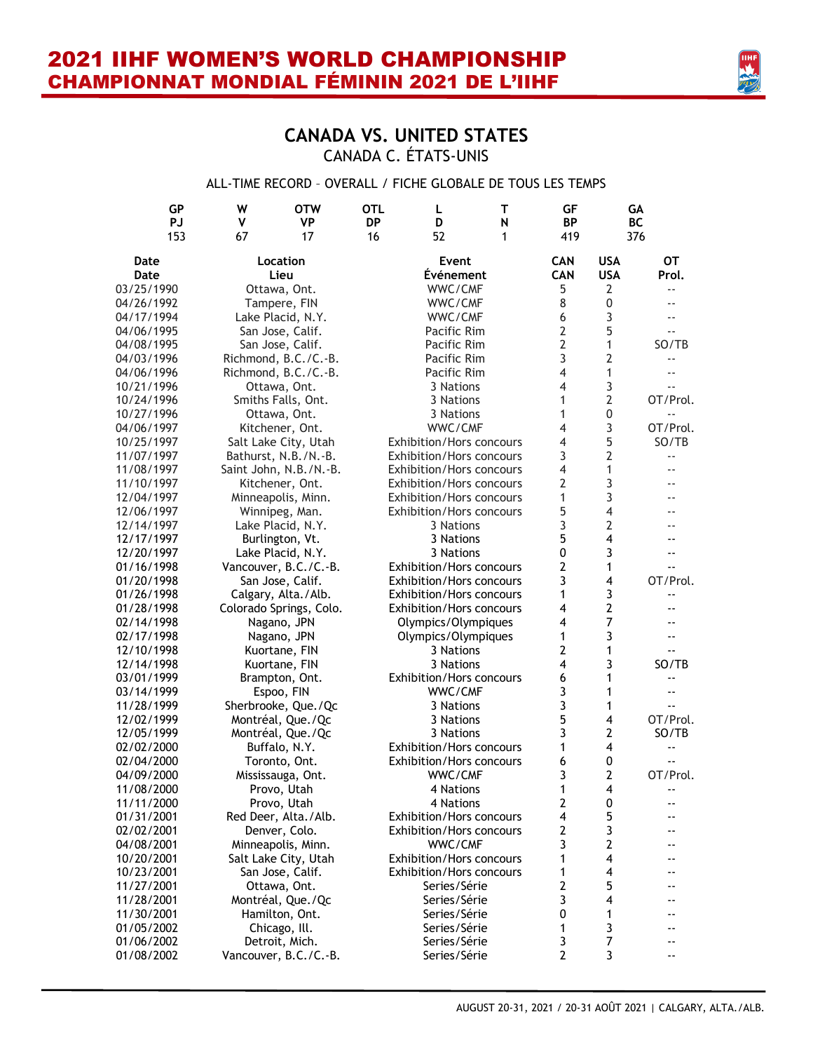# 2021 IIHF WOMEN'S WORLD CHAMPIONSHIP
# CHAMPIONNAT MONDIAL FÉMININ 2021 DE L'IIHF

## CANADA VS. UNITED STATES
### CANADA C. ÉTATS-UNIS

ALL-TIME RECORD – OVERALL / FICHE GLOBALE DE TOUS LES TEMPS

| GP<br>PJ | W<br>V | OTW<br>VP | OTL<br>DP | L<br>D | T<br>N | GF<br>BP | GA<br>BC |
|---|---|---|---|---|---|---|---|
| 153 | 67 | 17 | 16 | 52 | 1 | 419 | 376 |

| Date<br>Date | Location<br>Lieu | Event<br>Événement | CAN<br>CAN | USA<br>USA | OT<br>Prol. |
|---|---|---|---|---|---|
| 03/25/1990 | Ottawa, Ont. | WWC/CMF | 5 | 2 | -- |
| 04/26/1992 | Tampere, FIN | WWC/CMF | 8 | 0 | -- |
| 04/17/1994 | Lake Placid, N.Y. | WWC/CMF | 6 | 3 | -- |
| 04/06/1995 | San Jose, Calif. | Pacific Rim | 2 | 5 | -- |
| 04/08/1995 | San Jose, Calif. | Pacific Rim | 2 | 1 | SO/TB |
| 04/03/1996 | Richmond, B.C./C.-B. | Pacific Rim | 3 | 2 | -- |
| 04/06/1996 | Richmond, B.C./C.-B. | Pacific Rim | 4 | 1 | -- |
| 10/21/1996 | Ottawa, Ont. | 3 Nations | 4 | 3 | -- |
| 10/24/1996 | Smiths Falls, Ont. | 3 Nations | 1 | 2 | OT/Prol. |
| 10/27/1996 | Ottawa, Ont. | 3 Nations | 1 | 0 | -- |
| 04/06/1997 | Kitchener, Ont. | WWC/CMF | 4 | 3 | OT/Prol. |
| 10/25/1997 | Salt Lake City, Utah | Exhibition/Hors concours | 4 | 5 | SO/TB |
| 11/07/1997 | Bathurst, N.B./N.-B. | Exhibition/Hors concours | 3 | 2 | -- |
| 11/08/1997 | Saint John, N.B./N.-B. | Exhibition/Hors concours | 4 | 1 | -- |
| 11/10/1997 | Kitchener, Ont. | Exhibition/Hors concours | 2 | 3 | -- |
| 12/04/1997 | Minneapolis, Minn. | Exhibition/Hors concours | 1 | 3 | -- |
| 12/06/1997 | Winnipeg, Man. | Exhibition/Hors concours | 5 | 4 | -- |
| 12/14/1997 | Lake Placid, N.Y. | 3 Nations | 3 | 2 | -- |
| 12/17/1997 | Burlington, Vt. | 3 Nations | 5 | 4 | -- |
| 12/20/1997 | Lake Placid, N.Y. | 3 Nations | 0 | 3 | -- |
| 01/16/1998 | Vancouver, B.C./C.-B. | Exhibition/Hors concours | 2 | 1 | -- |
| 01/20/1998 | San Jose, Calif. | Exhibition/Hors concours | 3 | 4 | OT/Prol. |
| 01/26/1998 | Calgary, Alta./Alb. | Exhibition/Hors concours | 1 | 3 | -- |
| 01/28/1998 | Colorado Springs, Colo. | Exhibition/Hors concours | 4 | 2 | -- |
| 02/14/1998 | Nagano, JPN | Olympics/Olympiques | 4 | 7 | -- |
| 02/17/1998 | Nagano, JPN | Olympics/Olympiques | 1 | 3 | -- |
| 12/10/1998 | Kuortane, FIN | 3 Nations | 2 | 1 | -- |
| 12/14/1998 | Kuortane, FIN | 3 Nations | 4 | 3 | SO/TB |
| 03/01/1999 | Brampton, Ont. | Exhibition/Hors concours | 6 | 1 | -- |
| 03/14/1999 | Espoo, FIN | WWC/CMF | 3 | 1 | -- |
| 11/28/1999 | Sherbrooke, Que./Qc | 3 Nations | 3 | 1 | -- |
| 12/02/1999 | Montréal, Que./Qc | 3 Nations | 5 | 4 | OT/Prol. |
| 12/05/1999 | Montréal, Que./Qc | 3 Nations | 3 | 2 | SO/TB |
| 02/02/2000 | Buffalo, N.Y. | Exhibition/Hors concours | 1 | 4 | -- |
| 02/04/2000 | Toronto, Ont. | Exhibition/Hors concours | 6 | 0 | -- |
| 04/09/2000 | Mississauga, Ont. | WWC/CMF | 3 | 2 | OT/Prol. |
| 11/08/2000 | Provo, Utah | 4 Nations | 1 | 4 | -- |
| 11/11/2000 | Provo, Utah | 4 Nations | 2 | 0 | -- |
| 01/31/2001 | Red Deer, Alta./Alb. | Exhibition/Hors concours | 4 | 5 | -- |
| 02/02/2001 | Denver, Colo. | Exhibition/Hors concours | 2 | 3 | -- |
| 04/08/2001 | Minneapolis, Minn. | WWC/CMF | 3 | 2 | -- |
| 10/20/2001 | Salt Lake City, Utah | Exhibition/Hors concours | 1 | 4 | -- |
| 10/23/2001 | San Jose, Calif. | Exhibition/Hors concours | 1 | 4 | -- |
| 11/27/2001 | Ottawa, Ont. | Series/Série | 2 | 5 | -- |
| 11/28/2001 | Montréal, Que./Qc | Series/Série | 3 | 4 | -- |
| 11/30/2001 | Hamilton, Ont. | Series/Série | 0 | 1 | -- |
| 01/05/2002 | Chicago, Ill. | Series/Série | 1 | 3 | -- |
| 01/06/2002 | Detroit, Mich. | Series/Série | 3 | 7 | -- |
| 01/08/2002 | Vancouver, B.C./C.-B. | Series/Série | 2 | 3 | -- |

AUGUST 20-31, 2021 / 20-31 AOÛT 2021 | CALGARY, ALTA./ALB.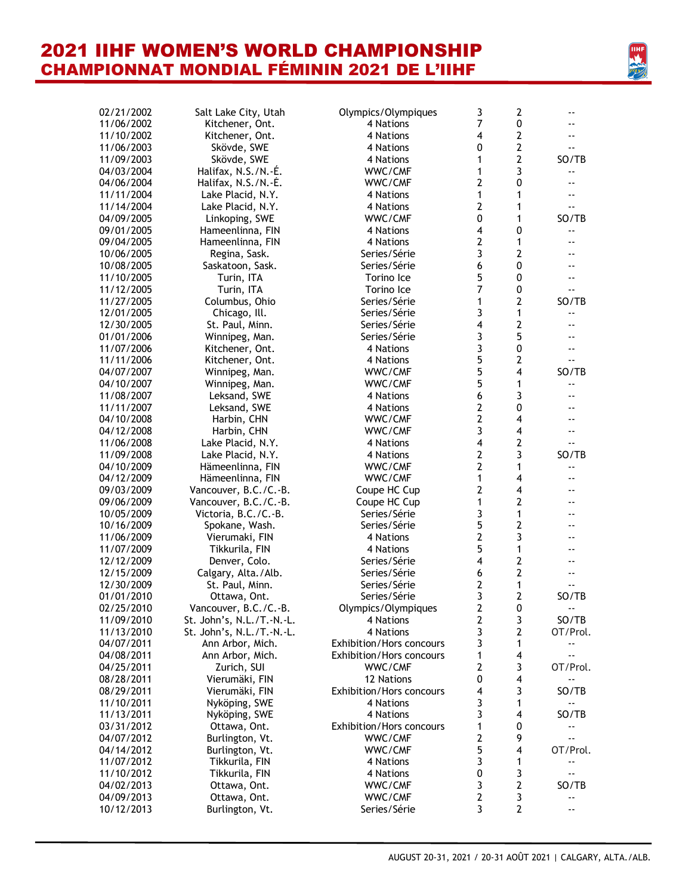# 2021 IIHF WOMEN'S WORLD CHAMPIONSHIP
## CHAMPIONNAT MONDIAL FÉMININ 2021 DE L'IIHF

| | | | | | |
|---|---|---|---|---|---|
| 02/21/2002 | Salt Lake City, Utah | Olympics/Olympiques | 3 | 2 | -- |
| 11/06/2002 | Kitchener, Ont. | 4 Nations | 7 | 0 | -- |
| 11/10/2002 | Kitchener, Ont. | 4 Nations | 4 | 2 | -- |
| 11/06/2003 | Skövde, SWE | 4 Nations | 0 | 2 | -- |
| 11/09/2003 | Skövde, SWE | 4 Nations | 1 | 2 | SO/TB |
| 04/03/2004 | Halifax, N.S./N.-É. | WWC/CMF | 1 | 3 | -- |
| 04/06/2004 | Halifax, N.S./N.-É. | WWC/CMF | 2 | 0 | -- |
| 11/11/2004 | Lake Placid, N.Y. | 4 Nations | 1 | 1 | -- |
| 11/14/2004 | Lake Placid, N.Y. | 4 Nations | 2 | 1 | -- |
| 04/09/2005 | Linkoping, SWE | WWC/CMF | 0 | 1 | SO/TB |
| 09/01/2005 | Hameenlinna, FIN | 4 Nations | 4 | 0 | -- |
| 09/04/2005 | Hameenlinna, FIN | 4 Nations | 2 | 1 | -- |
| 10/06/2005 | Regina, Sask. | Series/Série | 3 | 2 | -- |
| 10/08/2005 | Saskatoon, Sask. | Series/Série | 6 | 0 | -- |
| 11/10/2005 | Turin, ITA | Torino Ice | 5 | 0 | -- |
| 11/12/2005 | Turin, ITA | Torino Ice | 7 | 0 | -- |
| 11/27/2005 | Columbus, Ohio | Series/Série | 1 | 2 | SO/TB |
| 12/01/2005 | Chicago, Ill. | Series/Série | 3 | 1 | -- |
| 12/30/2005 | St. Paul, Minn. | Series/Série | 4 | 2 | -- |
| 01/01/2006 | Winnipeg, Man. | Series/Série | 3 | 5 | -- |
| 11/07/2006 | Kitchener, Ont. | 4 Nations | 3 | 0 | -- |
| 11/11/2006 | Kitchener, Ont. | 4 Nations | 5 | 2 | -- |
| 04/07/2007 | Winnipeg, Man. | WWC/CMF | 5 | 4 | SO/TB |
| 04/10/2007 | Winnipeg, Man. | WWC/CMF | 5 | 1 | -- |
| 11/08/2007 | Leksand, SWE | 4 Nations | 6 | 3 | -- |
| 11/11/2007 | Leksand, SWE | 4 Nations | 2 | 0 | -- |
| 04/10/2008 | Harbin, CHN | WWC/CMF | 2 | 4 | -- |
| 04/12/2008 | Harbin, CHN | WWC/CMF | 3 | 4 | -- |
| 11/06/2008 | Lake Placid, N.Y. | 4 Nations | 4 | 2 | -- |
| 11/09/2008 | Lake Placid, N.Y. | 4 Nations | 2 | 3 | SO/TB |
| 04/10/2009 | Hämeenlinna, FIN | WWC/CMF | 2 | 1 | -- |
| 04/12/2009 | Hämeenlinna, FIN | WWC/CMF | 1 | 4 | -- |
| 09/03/2009 | Vancouver, B.C./C.-B. | Coupe HC Cup | 2 | 4 | -- |
| 09/06/2009 | Vancouver, B.C./C.-B. | Coupe HC Cup | 1 | 2 | -- |
| 10/05/2009 | Victoria, B.C./C.-B. | Series/Série | 3 | 1 | -- |
| 10/16/2009 | Spokane, Wash. | Series/Série | 5 | 2 | -- |
| 11/06/2009 | Vierumaki, FIN | 4 Nations | 2 | 3 | -- |
| 11/07/2009 | Tikkurila, FIN | 4 Nations | 5 | 1 | -- |
| 12/12/2009 | Denver, Colo. | Series/Série | 4 | 2 | -- |
| 12/15/2009 | Calgary, Alta./Alb. | Series/Série | 6 | 2 | -- |
| 12/30/2009 | St. Paul, Minn. | Series/Série | 2 | 1 | -- |
| 01/01/2010 | Ottawa, Ont. | Series/Série | 3 | 2 | SO/TB |
| 02/25/2010 | Vancouver, B.C./C.-B. | Olympics/Olympiques | 2 | 0 | -- |
| 11/09/2010 | St. John's, N.L./T.-N.-L. | 4 Nations | 2 | 3 | SO/TB |
| 11/13/2010 | St. John's, N.L./T.-N.-L. | 4 Nations | 3 | 2 | OT/Prol. |
| 04/07/2011 | Ann Arbor, Mich. | Exhibition/Hors concours | 3 | 1 | -- |
| 04/08/2011 | Ann Arbor, Mich. | Exhibition/Hors concours | 1 | 4 | -- |
| 04/25/2011 | Zurich, SUI | WWC/CMF | 2 | 3 | OT/Prol. |
| 08/28/2011 | Vierumäki, FIN | 12 Nations | 0 | 4 | -- |
| 08/29/2011 | Vierumäki, FIN | Exhibition/Hors concours | 4 | 3 | SO/TB |
| 11/10/2011 | Nyköping, SWE | 4 Nations | 3 | 1 | -- |
| 11/13/2011 | Nyköping, SWE | 4 Nations | 3 | 4 | SO/TB |
| 03/31/2012 | Ottawa, Ont. | Exhibition/Hors concours | 1 | 0 | -- |
| 04/07/2012 | Burlington, Vt. | WWC/CMF | 2 | 9 | -- |
| 04/14/2012 | Burlington, Vt. | WWC/CMF | 5 | 4 | OT/Prol. |
| 11/07/2012 | Tikkurila, FIN | 4 Nations | 3 | 1 | -- |
| 11/10/2012 | Tikkurila, FIN | 4 Nations | 0 | 3 | -- |
| 04/02/2013 | Ottawa, Ont. | WWC/CMF | 3 | 2 | SO/TB |
| 04/09/2013 | Ottawa, Ont. | WWC/CMF | 2 | 3 | -- |
| 10/12/2013 | Burlington, Vt. | Series/Série | 3 | 2 | -- |

AUGUST 20-31, 2021 / 20-31 AOÛT 2021 | CALGARY, ALTA./ALB.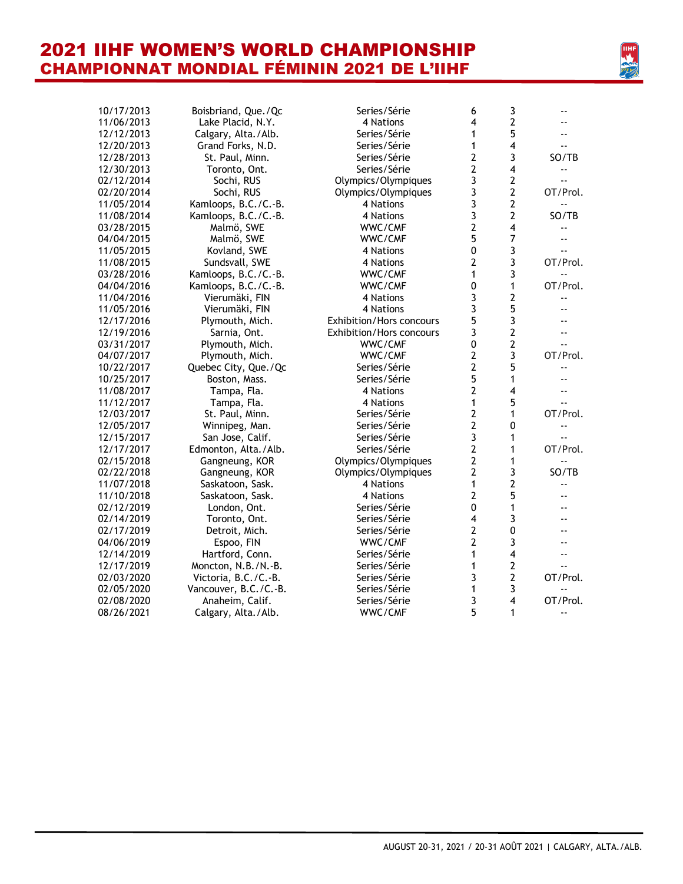# 2021 IIHF WOMEN'S WORLD CHAMPIONSHIP
## CHAMPIONNAT MONDIAL FÉMININ 2021 DE L'IIHF

| | | | | | |
|---|---|---|---|---|---|
| 10/17/2013 | Boisbriand, Que./Qc | Series/Série | 6 | 3 | -- |
| 11/06/2013 | Lake Placid, N.Y. | 4 Nations | 4 | 2 | -- |
| 12/12/2013 | Calgary, Alta./Alb. | Series/Série | 1 | 5 | -- |
| 12/20/2013 | Grand Forks, N.D. | Series/Série | 1 | 4 | -- |
| 12/28/2013 | St. Paul, Minn. | Series/Série | 2 | 3 | SO/TB |
| 12/30/2013 | Toronto, Ont. | Series/Série | 2 | 4 | -- |
| 02/12/2014 | Sochi, RUS | Olympics/Olympiques | 3 | 2 | -- |
| 02/20/2014 | Sochi, RUS | Olympics/Olympiques | 3 | 2 | OT/Prol. |
| 11/05/2014 | Kamloops, B.C./C.-B. | 4 Nations | 3 | 2 | -- |
| 11/08/2014 | Kamloops, B.C./C.-B. | 4 Nations | 3 | 2 | SO/TB |
| 03/28/2015 | Malmö, SWE | WWC/CMF | 2 | 4 | -- |
| 04/04/2015 | Malmö, SWE | WWC/CMF | 5 | 7 | -- |
| 11/05/2015 | Kovland, SWE | 4 Nations | 0 | 3 | -- |
| 11/08/2015 | Sundsvall, SWE | 4 Nations | 2 | 3 | OT/Prol. |
| 03/28/2016 | Kamloops, B.C./C.-B. | WWC/CMF | 1 | 3 | -- |
| 04/04/2016 | Kamloops, B.C./C.-B. | WWC/CMF | 0 | 1 | OT/Prol. |
| 11/04/2016 | Vierumäki, FIN | 4 Nations | 3 | 2 | -- |
| 11/05/2016 | Vierumäki, FIN | 4 Nations | 3 | 5 | -- |
| 12/17/2016 | Plymouth, Mich. | Exhibition/Hors concours | 5 | 3 | -- |
| 12/19/2016 | Sarnia, Ont. | Exhibition/Hors concours | 3 | 2 | -- |
| 03/31/2017 | Plymouth, Mich. | WWC/CMF | 0 | 2 | -- |
| 04/07/2017 | Plymouth, Mich. | WWC/CMF | 2 | 3 | OT/Prol. |
| 10/22/2017 | Quebec City, Que./Qc | Series/Série | 2 | 5 | -- |
| 10/25/2017 | Boston, Mass. | Series/Série | 5 | 1 | -- |
| 11/08/2017 | Tampa, Fla. | 4 Nations | 2 | 4 | -- |
| 11/12/2017 | Tampa, Fla. | 4 Nations | 1 | 5 | -- |
| 12/03/2017 | St. Paul, Minn. | Series/Série | 2 | 1 | OT/Prol. |
| 12/05/2017 | Winnipeg, Man. | Series/Série | 2 | 0 | -- |
| 12/15/2017 | San Jose, Calif. | Series/Série | 3 | 1 | -- |
| 12/17/2017 | Edmonton, Alta./Alb. | Series/Série | 2 | 1 | OT/Prol. |
| 02/15/2018 | Gangneung, KOR | Olympics/Olympiques | 2 | 1 | -- |
| 02/22/2018 | Gangneung, KOR | Olympics/Olympiques | 2 | 3 | SO/TB |
| 11/07/2018 | Saskatoon, Sask. | 4 Nations | 1 | 2 | -- |
| 11/10/2018 | Saskatoon, Sask. | 4 Nations | 2 | 5 | -- |
| 02/12/2019 | London, Ont. | Series/Série | 0 | 1 | -- |
| 02/14/2019 | Toronto, Ont. | Series/Série | 4 | 3 | -- |
| 02/17/2019 | Detroit, Mich. | Series/Série | 2 | 0 | -- |
| 04/06/2019 | Espoo, FIN | WWC/CMF | 2 | 3 | -- |
| 12/14/2019 | Hartford, Conn. | Series/Série | 1 | 4 | -- |
| 12/17/2019 | Moncton, N.B./N.-B. | Series/Série | 1 | 2 | -- |
| 02/03/2020 | Victoria, B.C./C.-B. | Series/Série | 3 | 2 | OT/Prol. |
| 02/05/2020 | Vancouver, B.C./C.-B. | Series/Série | 1 | 3 | -- |
| 02/08/2020 | Anaheim, Calif. | Series/Série | 3 | 4 | OT/Prol. |
| 08/26/2021 | Calgary, Alta./Alb. | WWC/CMF | 5 | 1 | -- |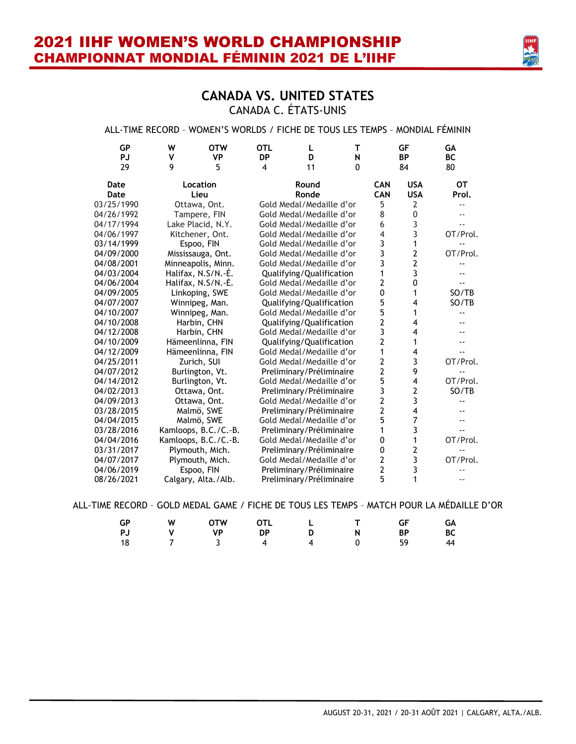# 2021 IIHF WOMEN'S WORLD CHAMPIONSHIP
# CHAMPIONNAT MONDIAL FÉMININ 2021 DE L'IIHF

## CANADA VS. UNITED STATES
CANADA C. ÉTATS-UNIS

ALL-TIME RECORD – WOMEN'S WORLDS / FICHE DE TOUS LES TEMPS – MONDIAL FÉMININ

| GP<br>PJ | W<br>V | OTW<br>VP | OTL<br>DP | L<br>D | T<br>N | GF<br>BP | GA<br>BC |
|---|---|---|---|---|---|---|---|
| 29 | 9 | 5 | 4 | 11 | 0 | 84 | 80 |

| Date<br>Date | Location<br>Lieu | Round<br>Ronde | CAN<br>CAN | USA<br>USA | OT<br>Prol. |
|---|---|---|---|---|---|
| 03/25/1990 | Ottawa, Ont. | Gold Medal/Medaille d'or | 5 | 2 | -- |
| 04/26/1992 | Tampere, FIN | Gold Medal/Medaille d'or | 8 | 0 | -- |
| 04/17/1994 | Lake Placid, N.Y. | Gold Medal/Medaille d'or | 6 | 3 | -- |
| 04/06/1997 | Kitchener, Ont. | Gold Medal/Medaille d'or | 4 | 3 | OT/Prol. |
| 03/14/1999 | Espoo, FIN | Gold Medal/Medaille d'or | 3 | 1 | -- |
| 04/09/2000 | Mississauga, Ont. | Gold Medal/Medaille d'or | 3 | 2 | OT/Prol. |
| 04/08/2001 | Minneapolis, Minn. | Gold Medal/Medaille d'or | 3 | 2 | -- |
| 04/03/2004 | Halifax, N.S/N.-É. | Qualifying/Qualification | 1 | 3 | -- |
| 04/06/2004 | Halifax, N.S/N.-É. | Gold Medal/Medaille d'or | 2 | 0 | -- |
| 04/09/2005 | Linkoping, SWE | Gold Medal/Medaille d'or | 0 | 1 | SO/TB |
| 04/07/2007 | Winnipeg, Man. | Qualifying/Qualification | 5 | 4 | SO/TB |
| 04/10/2007 | Winnipeg, Man. | Gold Medal/Medaille d'or | 5 | 1 | -- |
| 04/10/2008 | Harbin, CHN | Qualifying/Qualification | 2 | 4 | -- |
| 04/12/2008 | Harbin, CHN | Gold Medal/Medaille d'or | 3 | 4 | -- |
| 04/10/2009 | Hämeenlinna, FIN | Qualifying/Qualification | 2 | 1 | -- |
| 04/12/2009 | Hämeenlinna, FIN | Gold Medal/Medaille d'or | 1 | 4 | -- |
| 04/25/2011 | Zurich, SUI | Gold Medal/Medaille d'or | 2 | 3 | OT/Prol. |
| 04/07/2012 | Burlington, Vt. | Preliminary/Préliminaire | 2 | 9 | -- |
| 04/14/2012 | Burlington, Vt. | Gold Medal/Medaille d'or | 5 | 4 | OT/Prol. |
| 04/02/2013 | Ottawa, Ont. | Preliminary/Préliminaire | 3 | 2 | SO/TB |
| 04/09/2013 | Ottawa, Ont. | Gold Medal/Medaille d'or | 2 | 3 | -- |
| 03/28/2015 | Malmö, SWE | Preliminary/Préliminaire | 2 | 4 | -- |
| 04/04/2015 | Malmö, SWE | Gold Medal/Medaille d'or | 5 | 7 | -- |
| 03/28/2016 | Kamloops, B.C./C.-B. | Preliminary/Préliminaire | 1 | 3 | -- |
| 04/04/2016 | Kamloops, B.C./C.-B. | Gold Medal/Medaille d'or | 0 | 1 | OT/Prol. |
| 03/31/2017 | Plymouth, Mich. | Preliminary/Préliminaire | 0 | 2 | -- |
| 04/07/2017 | Plymouth, Mich. | Gold Medal/Medaille d'or | 2 | 3 | OT/Prol. |
| 04/06/2019 | Espoo, FIN | Preliminary/Préliminaire | 2 | 3 | -- |
| 08/26/2021 | Calgary, Alta./Alb. | Preliminary/Préliminaire | 5 | 1 | -- |

ALL-TIME RECORD – GOLD MEDAL GAME / FICHE DE TOUS LES TEMPS – MATCH POUR LA MÉDAILLE D'OR

| GP<br>PJ | W<br>V | OTW<br>VP | OTL<br>DP | L<br>D | T<br>N | GF<br>BP | GA<br>BC |
|---|---|---|---|---|---|---|---|
| 18 | 7 | 3 | 4 | 4 | 0 | 59 | 44 |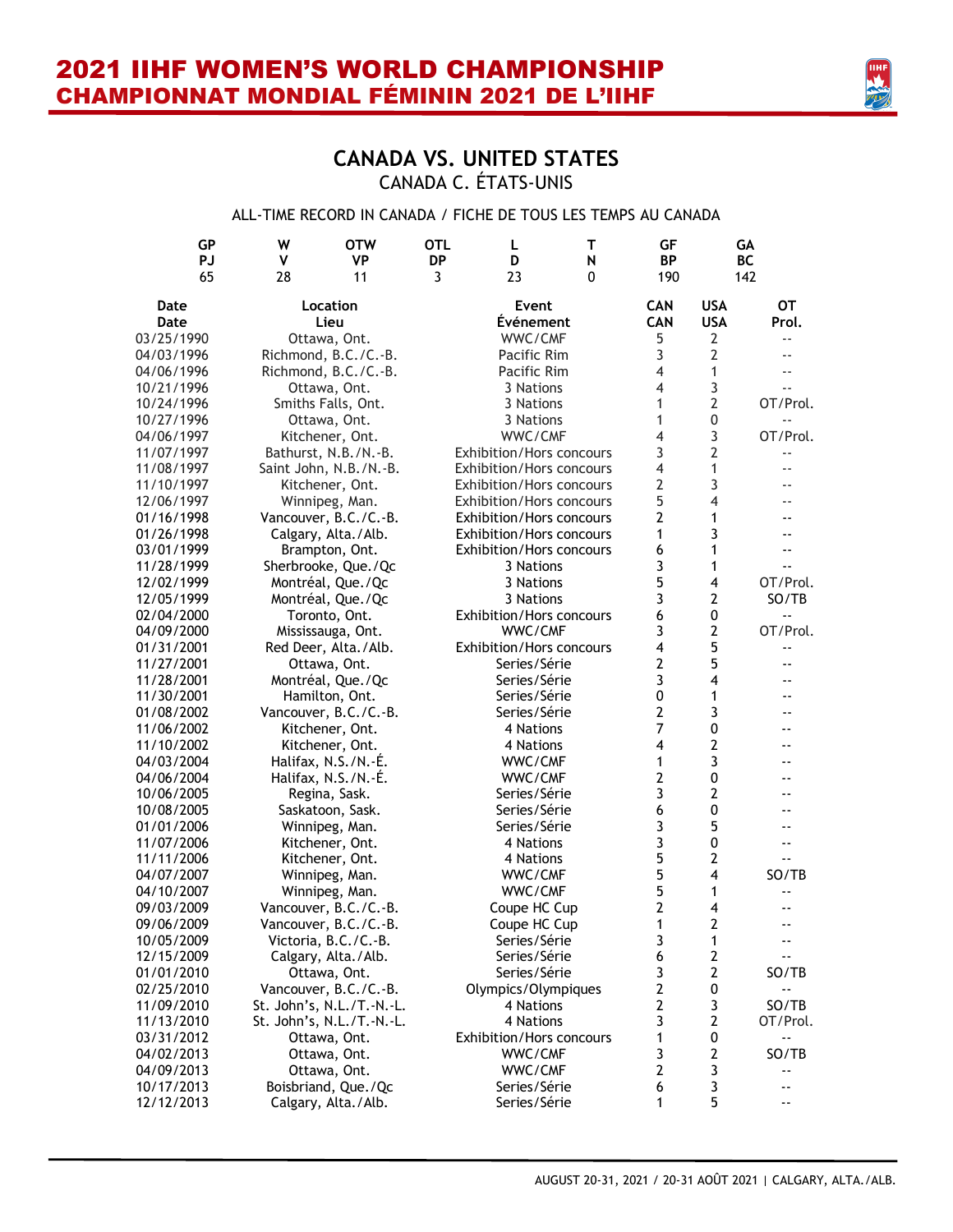## CANADA VS. UNITED STATES

CANADA C. ÉTATS-UNIS

ALL-TIME RECORD IN CANADA / FICHE DE TOUS LES TEMPS AU CANADA

| GP PJ | W V | OTW VP | OTL DP | L D | T N | GF BP | GA BC |
|---|---|---|---|---|---|---|---|
| 65 | 28 | 11 | 3 | 23 | 0 | 190 | 142 |

| Date Date | Location Lieu | Event Événement | CAN CAN | USA USA | OT Prol. |
|---|---|---|---|---|---|
| 03/25/1990 | Ottawa, Ont. | WWC/CMF | 5 | 2 | -- |
| 04/03/1996 | Richmond, B.C./C.-B. | Pacific Rim | 3 | 2 | -- |
| 04/06/1996 | Richmond, B.C./C.-B. | Pacific Rim | 4 | 1 | -- |
| 10/21/1996 | Ottawa, Ont. | 3 Nations | 4 | 3 | -- |
| 10/24/1996 | Smiths Falls, Ont. | 3 Nations | 1 | 2 | OT/Prol. |
| 10/27/1996 | Ottawa, Ont. | 3 Nations | 1 | 0 | -- |
| 04/06/1997 | Kitchener, Ont. | WWC/CMF | 4 | 3 | OT/Prol. |
| 11/07/1997 | Bathurst, N.B./N.-B. | Exhibition/Hors concours | 3 | 2 | -- |
| 11/08/1997 | Saint John, N.B./N.-B. | Exhibition/Hors concours | 4 | 1 | -- |
| 11/10/1997 | Kitchener, Ont. | Exhibition/Hors concours | 2 | 3 | -- |
| 12/06/1997 | Winnipeg, Man. | Exhibition/Hors concours | 5 | 4 | -- |
| 01/16/1998 | Vancouver, B.C./C.-B. | Exhibition/Hors concours | 2 | 1 | -- |
| 01/26/1998 | Calgary, Alta./Alb. | Exhibition/Hors concours | 1 | 3 | -- |
| 03/01/1999 | Brampton, Ont. | Exhibition/Hors concours | 6 | 1 | -- |
| 11/28/1999 | Sherbrooke, Que./Qc | 3 Nations | 3 | 1 | -- |
| 12/02/1999 | Montréal, Que./Qc | 3 Nations | 5 | 4 | OT/Prol. |
| 12/05/1999 | Montréal, Que./Qc | 3 Nations | 3 | 2 | SO/TB |
| 02/04/2000 | Toronto, Ont. | Exhibition/Hors concours | 6 | 0 | -- |
| 04/09/2000 | Mississauga, Ont. | WWC/CMF | 3 | 2 | OT/Prol. |
| 01/31/2001 | Red Deer, Alta./Alb. | Exhibition/Hors concours | 4 | 5 | -- |
| 11/27/2001 | Ottawa, Ont. | Series/Série | 2 | 5 | -- |
| 11/28/2001 | Montréal, Que./Qc | Series/Série | 3 | 4 | -- |
| 11/30/2001 | Hamilton, Ont. | Series/Série | 0 | 1 | -- |
| 01/08/2002 | Vancouver, B.C./C.-B. | Series/Série | 2 | 3 | -- |
| 11/06/2002 | Kitchener, Ont. | 4 Nations | 7 | 0 | -- |
| 11/10/2002 | Kitchener, Ont. | 4 Nations | 4 | 2 | -- |
| 04/03/2004 | Halifax, N.S./N.-É. | WWC/CMF | 1 | 3 | -- |
| 04/06/2004 | Halifax, N.S./N.-É. | WWC/CMF | 2 | 0 | -- |
| 10/06/2005 | Regina, Sask. | Series/Série | 3 | 2 | -- |
| 10/08/2005 | Saskatoon, Sask. | Series/Série | 6 | 0 | -- |
| 01/01/2006 | Winnipeg, Man. | Series/Série | 3 | 5 | -- |
| 11/07/2006 | Kitchener, Ont. | 4 Nations | 3 | 0 | -- |
| 11/11/2006 | Kitchener, Ont. | 4 Nations | 5 | 2 | -- |
| 04/07/2007 | Winnipeg, Man. | WWC/CMF | 5 | 4 | SO/TB |
| 04/10/2007 | Winnipeg, Man. | WWC/CMF | 5 | 1 | -- |
| 09/03/2009 | Vancouver, B.C./C.-B. | Coupe HC Cup | 2 | 4 | -- |
| 09/06/2009 | Vancouver, B.C./C.-B. | Coupe HC Cup | 1 | 2 | -- |
| 10/05/2009 | Victoria, B.C./C.-B. | Series/Série | 3 | 1 | -- |
| 12/15/2009 | Calgary, Alta./Alb. | Series/Série | 6 | 2 | -- |
| 01/01/2010 | Ottawa, Ont. | Series/Série | 3 | 2 | SO/TB |
| 02/25/2010 | Vancouver, B.C./C.-B. | Olympics/Olympiques | 2 | 0 | -- |
| 11/09/2010 | St. John's, N.L./T.-N.-L. | 4 Nations | 2 | 3 | SO/TB |
| 11/13/2010 | St. John's, N.L./T.-N.-L. | 4 Nations | 3 | 2 | OT/Prol. |
| 03/31/2012 | Ottawa, Ont. | Exhibition/Hors concours | 1 | 0 | -- |
| 04/02/2013 | Ottawa, Ont. | WWC/CMF | 3 | 2 | SO/TB |
| 04/09/2013 | Ottawa, Ont. | WWC/CMF | 2 | 3 | -- |
| 10/17/2013 | Boisbriand, Que./Qc | Series/Série | 6 | 3 | -- |
| 12/12/2013 | Calgary, Alta./Alb. | Series/Série | 1 | 5 | -- |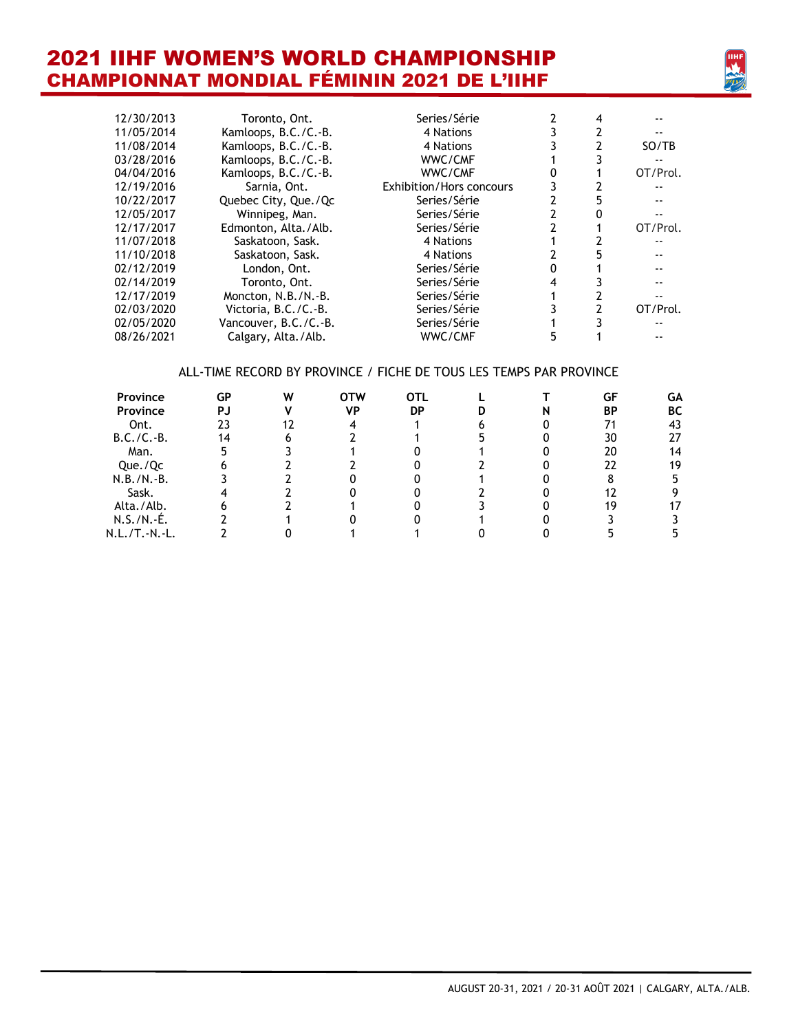| | | | | | |
|---|---|---|---|---|---|
| 12/30/2013 | Toronto, Ont. | Series/Série | 2 | 4 | -- |
| 11/05/2014 | Kamloops, B.C./C.-B. | 4 Nations | 3 | 2 | -- |
| 11/08/2014 | Kamloops, B.C./C.-B. | 4 Nations | 3 | 2 | SO/TB |
| 03/28/2016 | Kamloops, B.C./C.-B. | WWC/CMF | 1 | 3 | -- |
| 04/04/2016 | Kamloops, B.C./C.-B. | WWC/CMF | 0 | 1 | OT/Prol. |
| 12/19/2016 | Sarnia, Ont. | Exhibition/Hors concours | 3 | 2 | -- |
| 10/22/2017 | Quebec City, Que./Qc | Series/Série | 2 | 5 | -- |
| 12/05/2017 | Winnipeg, Man. | Series/Série | 2 | 0 | -- |
| 12/17/2017 | Edmonton, Alta./Alb. | Series/Série | 2 | 1 | OT/Prol. |
| 11/07/2018 | Saskatoon, Sask. | 4 Nations | 1 | 2 | -- |
| 11/10/2018 | Saskatoon, Sask. | 4 Nations | 2 | 5 | -- |
| 02/12/2019 | London, Ont. | Series/Série | 0 | 1 | -- |
| 02/14/2019 | Toronto, Ont. | Series/Série | 4 | 3 | -- |
| 12/17/2019 | Moncton, N.B./N.-B. | Series/Série | 1 | 2 | -- |
| 02/03/2020 | Victoria, B.C./C.-B. | Series/Série | 3 | 2 | OT/Prol. |
| 02/05/2020 | Vancouver, B.C./C.-B. | Series/Série | 1 | 3 | -- |
| 08/26/2021 | Calgary, Alta./Alb. | WWC/CMF | 5 | 1 | -- |

## ALL-TIME RECORD BY PROVINCE / FICHE DE TOUS LES TEMPS PAR PROVINCE

| **Province** | **GP** | **W** | **OTW** | **OTL** | **L** | **T** | **GF** | **GA** |
|---|---|---|---|---|---|---|---|---|
| **Province** | **PJ** | **V** | **VP** | **DP** | **D** | **N** | **BP** | **BC** |
| Ont. | 23 | 12 | 4 | 1 | 6 | 0 | 71 | 43 |
| B.C./C.-B. | 14 | 6 | 2 | 1 | 5 | 0 | 30 | 27 |
| Man. | 5 | 3 | 1 | 0 | 1 | 0 | 20 | 14 |
| Que./Qc | 6 | 2 | 2 | 0 | 2 | 0 | 22 | 19 |
| N.B./N.-B. | 3 | 2 | 0 | 0 | 1 | 0 | 8 | 5 |
| Sask. | 4 | 2 | 0 | 0 | 2 | 0 | 12 | 9 |
| Alta./Alb. | 6 | 2 | 1 | 0 | 3 | 0 | 19 | 17 |
| N.S./N.-É. | 2 | 1 | 0 | 0 | 1 | 0 | 3 | 3 |
| N.L./T.-N.-L. | 2 | 0 | 1 | 1 | 0 | 0 | 5 | 5 |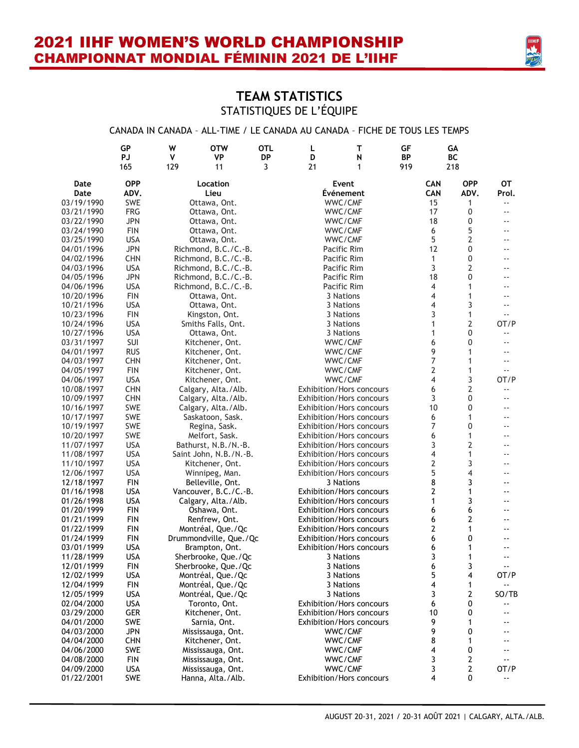## TEAM STATISTICS
### STATISTIQUES DE L'ÉQUIPE

CANADA IN CANADA – ALL-TIME / LE CANADA AU CANADA – FICHE DE TOUS LES TEMPS

| GP<br>PJ | W<br>V | OTW<br>VP | OTL<br>DP | L<br>D | T<br>N | GF<br>BP | GA<br>BC |
|---|---|---|---|---|---|---|---|
| 165 | 129 | 11 | 3 | 21 | 1 | 919 | 218 |

| Date<br>Date | OPP<br>ADV. | Location<br>Lieu | Event<br>Événement | CAN<br>CAN | OPP<br>ADV. | OT<br>Prol. |
|---|---|---|---|---|---|---|
| 03/19/1990 | SWE | Ottawa, Ont. | WWC/CMF | 15 | 1 | -- |
| 03/21/1990 | FRG | Ottawa, Ont. | WWC/CMF | 17 | 0 | -- |
| 03/22/1990 | JPN | Ottawa, Ont. | WWC/CMF | 18 | 0 | -- |
| 03/24/1990 | FIN | Ottawa, Ont. | WWC/CMF | 6 | 5 | -- |
| 03/25/1990 | USA | Ottawa, Ont. | WWC/CMF | 5 | 2 | -- |
| 04/01/1996 | JPN | Richmond, B.C./C.-B. | Pacific Rim | 12 | 0 | -- |
| 04/02/1996 | CHN | Richmond, B.C./C.-B. | Pacific Rim | 1 | 0 | -- |
| 04/03/1996 | USA | Richmond, B.C./C.-B. | Pacific Rim | 3 | 2 | -- |
| 04/05/1996 | JPN | Richmond, B.C./C.-B. | Pacific Rim | 18 | 0 | -- |
| 04/06/1996 | USA | Richmond, B.C./C.-B. | Pacific Rim | 4 | 1 | -- |
| 10/20/1996 | FIN | Ottawa, Ont. | 3 Nations | 4 | 1 | -- |
| 10/21/1996 | USA | Ottawa, Ont. | 3 Nations | 4 | 3 | -- |
| 10/23/1996 | FIN | Kingston, Ont. | 3 Nations | 3 | 1 | -- |
| 10/24/1996 | USA | Smiths Falls, Ont. | 3 Nations | 1 | 2 | OT/P |
| 10/27/1996 | USA | Ottawa, Ont. | 3 Nations | 1 | 0 | -- |
| 03/31/1997 | SUI | Kitchener, Ont. | WWC/CMF | 6 | 0 | -- |
| 04/01/1997 | RUS | Kitchener, Ont. | WWC/CMF | 9 | 1 | -- |
| 04/03/1997 | CHN | Kitchener, Ont. | WWC/CMF | 7 | 1 | -- |
| 04/05/1997 | FIN | Kitchener, Ont. | WWC/CMF | 2 | 1 | -- |
| 04/06/1997 | USA | Kitchener, Ont. | WWC/CMF | 4 | 3 | OT/P |
| 10/08/1997 | CHN | Calgary, Alta./Alb. | Exhibition/Hors concours | 6 | 2 | -- |
| 10/09/1997 | CHN | Calgary, Alta./Alb. | Exhibition/Hors concours | 3 | 0 | -- |
| 10/16/1997 | SWE | Calgary, Alta./Alb. | Exhibition/Hors concours | 10 | 0 | -- |
| 10/17/1997 | SWE | Saskatoon, Sask. | Exhibition/Hors concours | 6 | 1 | -- |
| 10/19/1997 | SWE | Regina, Sask. | Exhibition/Hors concours | 7 | 0 | -- |
| 10/20/1997 | SWE | Melfort, Sask. | Exhibition/Hors concours | 6 | 1 | -- |
| 11/07/1997 | USA | Bathurst, N.B./N.-B. | Exhibition/Hors concours | 3 | 2 | -- |
| 11/08/1997 | USA | Saint John, N.B./N.-B. | Exhibition/Hors concours | 4 | 1 | -- |
| 11/10/1997 | USA | Kitchener, Ont. | Exhibition/Hors concours | 2 | 3 | -- |
| 12/06/1997 | USA | Winnipeg, Man. | Exhibition/Hors concours | 5 | 4 | -- |
| 12/18/1997 | FIN | Belleville, Ont. | 3 Nations | 8 | 3 | -- |
| 01/16/1998 | USA | Vancouver, B.C./C.-B. | Exhibition/Hors concours | 2 | 1 | -- |
| 01/26/1998 | USA | Calgary, Alta./Alb. | Exhibition/Hors concours | 1 | 3 | -- |
| 01/20/1999 | FIN | Oshawa, Ont. | Exhibition/Hors concours | 6 | 6 | -- |
| 01/21/1999 | FIN | Renfrew, Ont. | Exhibition/Hors concours | 6 | 2 | -- |
| 01/22/1999 | FIN | Montréal, Que./Qc | Exhibition/Hors concours | 2 | 1 | -- |
| 01/24/1999 | FIN | Drummondville, Que./Qc | Exhibition/Hors concours | 6 | 0 | -- |
| 03/01/1999 | USA | Brampton, Ont. | Exhibition/Hors concours | 6 | 1 | -- |
| 11/28/1999 | USA | Sherbrooke, Que./Qc | 3 Nations | 3 | 1 | -- |
| 12/01/1999 | FIN | Sherbrooke, Que./Qc | 3 Nations | 6 | 3 | -- |
| 12/02/1999 | USA | Montréal, Que./Qc | 3 Nations | 5 | 4 | OT/P |
| 12/04/1999 | FIN | Montréal, Que./Qc | 3 Nations | 4 | 1 | -- |
| 12/05/1999 | USA | Montréal, Que./Qc | 3 Nations | 3 | 2 | SO/TB |
| 02/04/2000 | USA | Toronto, Ont. | Exhibition/Hors concours | 6 | 0 | -- |
| 03/29/2000 | GER | Kitchener, Ont. | Exhibition/Hors concours | 10 | 0 | -- |
| 04/01/2000 | SWE | Sarnia, Ont. | Exhibition/Hors concours | 9 | 1 | -- |
| 04/03/2000 | JPN | Mississauga, Ont. | WWC/CMF | 9 | 0 | -- |
| 04/04/2000 | CHN | Kitchener, Ont. | WWC/CMF | 8 | 1 | -- |
| 04/06/2000 | SWE | Mississauga, Ont. | WWC/CMF | 4 | 0 | -- |
| 04/08/2000 | FIN | Mississauga, Ont. | WWC/CMF | 3 | 2 | -- |
| 04/09/2000 | USA | Mississauga, Ont. | WWC/CMF | 3 | 2 | OT/P |
| 01/22/2001 | SWE | Hanna, Alta./Alb. | Exhibition/Hors concours | 4 | 0 | -- |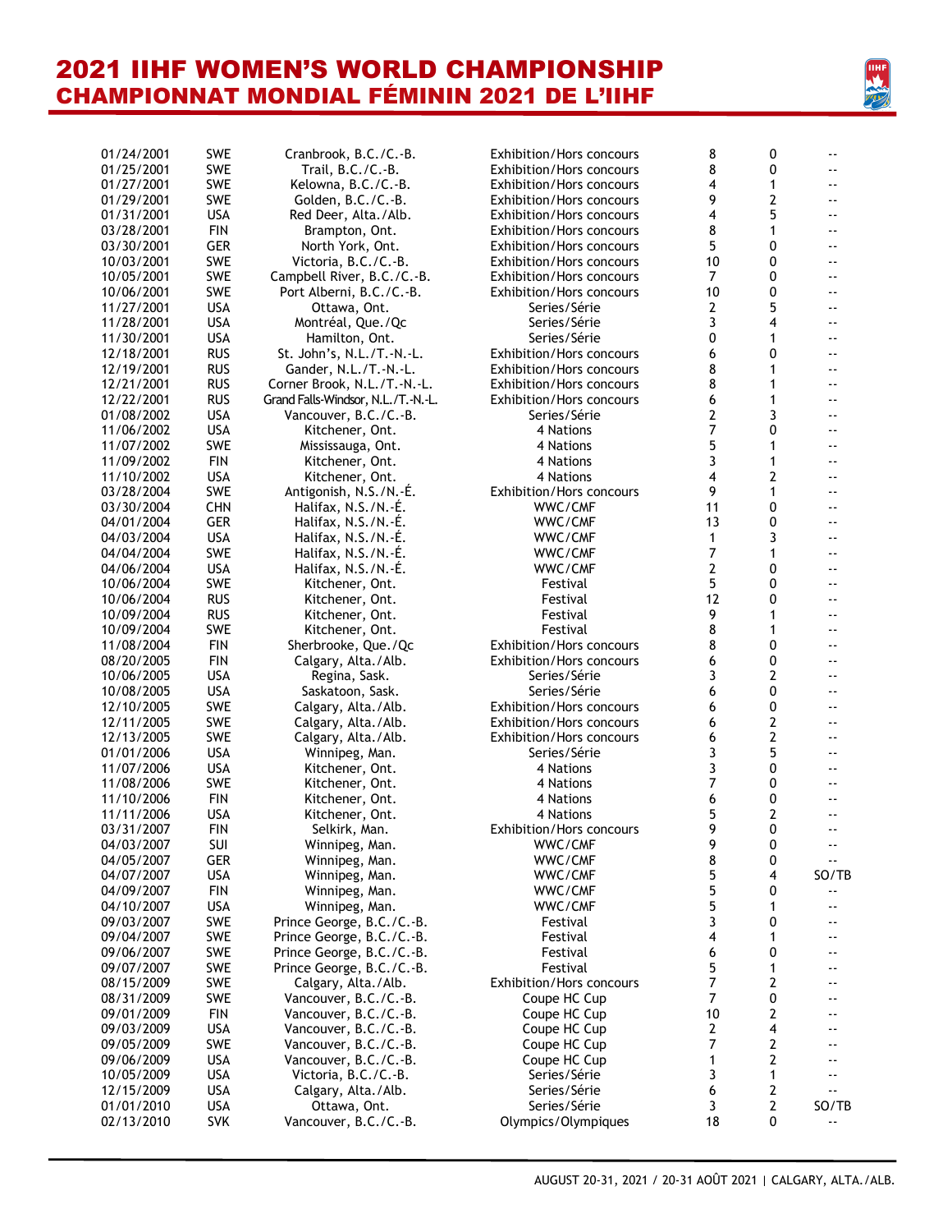# 2021 IIHF WOMEN'S WORLD CHAMPIONSHIP
## CHAMPIONNAT MONDIAL FÉMININ 2021 DE L'IIHF

| | | | | | | |
|---|---|---|---|---|---|---|
| 01/24/2001 | SWE | Cranbrook, B.C./C.-B. | Exhibition/Hors concours | 8 | 0 | -- |
| 01/25/2001 | SWE | Trail, B.C./C.-B. | Exhibition/Hors concours | 8 | 0 | -- |
| 01/27/2001 | SWE | Kelowna, B.C./C.-B. | Exhibition/Hors concours | 4 | 1 | -- |
| 01/29/2001 | SWE | Golden, B.C./C.-B. | Exhibition/Hors concours | 9 | 2 | -- |
| 01/31/2001 | USA | Red Deer, Alta./Alb. | Exhibition/Hors concours | 4 | 5 | -- |
| 03/28/2001 | FIN | Brampton, Ont. | Exhibition/Hors concours | 8 | 1 | -- |
| 03/30/2001 | GER | North York, Ont. | Exhibition/Hors concours | 5 | 0 | -- |
| 10/03/2001 | SWE | Victoria, B.C./C.-B. | Exhibition/Hors concours | 10 | 0 | -- |
| 10/05/2001 | SWE | Campbell River, B.C./C.-B. | Exhibition/Hors concours | 7 | 0 | -- |
| 10/06/2001 | SWE | Port Alberni, B.C./C.-B. | Exhibition/Hors concours | 10 | 0 | -- |
| 11/27/2001 | USA | Ottawa, Ont. | Series/Série | 2 | 5 | -- |
| 11/28/2001 | USA | Montréal, Que./Qc | Series/Série | 3 | 4 | -- |
| 11/30/2001 | USA | Hamilton, Ont. | Series/Série | 0 | 1 | -- |
| 12/18/2001 | RUS | St. John's, N.L./T.-N.-L. | Exhibition/Hors concours | 6 | 0 | -- |
| 12/19/2001 | RUS | Gander, N.L./T.-N.-L. | Exhibition/Hors concours | 8 | 1 | -- |
| 12/21/2001 | RUS | Corner Brook, N.L./T.-N.-L. | Exhibition/Hors concours | 8 | 1 | -- |
| 12/22/2001 | RUS | Grand Falls-Windsor, N.L./T.-N.-L. | Exhibition/Hors concours | 6 | 1 | -- |
| 01/08/2002 | USA | Vancouver, B.C./C.-B. | Series/Série | 2 | 3 | -- |
| 11/06/2002 | USA | Kitchener, Ont. | 4 Nations | 7 | 0 | -- |
| 11/07/2002 | SWE | Mississauga, Ont. | 4 Nations | 5 | 1 | -- |
| 11/09/2002 | FIN | Kitchener, Ont. | 4 Nations | 3 | 1 | -- |
| 11/10/2002 | USA | Kitchener, Ont. | 4 Nations | 4 | 2 | -- |
| 03/28/2004 | SWE | Antigonish, N.S./N.-É. | Exhibition/Hors concours | 9 | 1 | -- |
| 03/30/2004 | CHN | Halifax, N.S./N.-É. | WWC/CMF | 11 | 0 | -- |
| 04/01/2004 | GER | Halifax, N.S./N.-É. | WWC/CMF | 13 | 0 | -- |
| 04/03/2004 | USA | Halifax, N.S./N.-É. | WWC/CMF | 1 | 3 | -- |
| 04/04/2004 | SWE | Halifax, N.S./N.-É. | WWC/CMF | 7 | 1 | -- |
| 04/06/2004 | USA | Halifax, N.S./N.-É. | WWC/CMF | 2 | 0 | -- |
| 10/06/2004 | SWE | Kitchener, Ont. | Festival | 5 | 0 | -- |
| 10/06/2004 | RUS | Kitchener, Ont. | Festival | 12 | 0 | -- |
| 10/09/2004 | RUS | Kitchener, Ont. | Festival | 9 | 1 | -- |
| 10/09/2004 | SWE | Kitchener, Ont. | Festival | 8 | 1 | -- |
| 11/08/2004 | FIN | Sherbrooke, Que./Qc | Exhibition/Hors concours | 8 | 0 | -- |
| 08/20/2005 | FIN | Calgary, Alta./Alb. | Exhibition/Hors concours | 6 | 0 | -- |
| 10/06/2005 | USA | Regina, Sask. | Series/Série | 3 | 2 | -- |
| 10/08/2005 | USA | Saskatoon, Sask. | Series/Série | 6 | 0 | -- |
| 12/10/2005 | SWE | Calgary, Alta./Alb. | Exhibition/Hors concours | 6 | 0 | -- |
| 12/11/2005 | SWE | Calgary, Alta./Alb. | Exhibition/Hors concours | 6 | 2 | -- |
| 12/13/2005 | SWE | Calgary, Alta./Alb. | Exhibition/Hors concours | 6 | 2 | -- |
| 01/01/2006 | USA | Winnipeg, Man. | Series/Série | 3 | 5 | -- |
| 11/07/2006 | USA | Kitchener, Ont. | 4 Nations | 3 | 0 | -- |
| 11/08/2006 | SWE | Kitchener, Ont. | 4 Nations | 7 | 0 | -- |
| 11/10/2006 | FIN | Kitchener, Ont. | 4 Nations | 6 | 0 | -- |
| 11/11/2006 | USA | Kitchener, Ont. | 4 Nations | 5 | 2 | -- |
| 03/31/2007 | FIN | Selkirk, Man. | Exhibition/Hors concours | 9 | 0 | -- |
| 04/03/2007 | SUI | Winnipeg, Man. | WWC/CMF | 9 | 0 | -- |
| 04/05/2007 | GER | Winnipeg, Man. | WWC/CMF | 8 | 0 | -- |
| 04/07/2007 | USA | Winnipeg, Man. | WWC/CMF | 5 | 4 | SO/TB |
| 04/09/2007 | FIN | Winnipeg, Man. | WWC/CMF | 5 | 0 | -- |
| 04/10/2007 | USA | Winnipeg, Man. | WWC/CMF | 5 | 1 | -- |
| 09/03/2007 | SWE | Prince George, B.C./C.-B. | Festival | 3 | 0 | -- |
| 09/04/2007 | SWE | Prince George, B.C./C.-B. | Festival | 4 | 1 | -- |
| 09/06/2007 | SWE | Prince George, B.C./C.-B. | Festival | 6 | 0 | -- |
| 09/07/2007 | SWE | Prince George, B.C./C.-B. | Festival | 5 | 1 | -- |
| 08/15/2009 | SWE | Calgary, Alta./Alb. | Exhibition/Hors concours | 7 | 2 | -- |
| 08/31/2009 | SWE | Vancouver, B.C./C.-B. | Coupe HC Cup | 7 | 0 | -- |
| 09/01/2009 | FIN | Vancouver, B.C./C.-B. | Coupe HC Cup | 10 | 2 | -- |
| 09/03/2009 | USA | Vancouver, B.C./C.-B. | Coupe HC Cup | 2 | 4 | -- |
| 09/05/2009 | SWE | Vancouver, B.C./C.-B. | Coupe HC Cup | 7 | 2 | -- |
| 09/06/2009 | USA | Vancouver, B.C./C.-B. | Coupe HC Cup | 1 | 2 | -- |
| 10/05/2009 | USA | Victoria, B.C./C.-B. | Series/Série | 3 | 1 | -- |
| 12/15/2009 | USA | Calgary, Alta./Alb. | Series/Série | 6 | 2 | -- |
| 01/01/2010 | USA | Ottawa, Ont. | Series/Série | 3 | 2 | SO/TB |
| 02/13/2010 | SVK | Vancouver, B.C./C.-B. | Olympics/Olympiques | 18 | 0 | -- |

AUGUST 20-31, 2021 / 20-31 AOÛT 2021 | CALGARY, ALTA./ALB.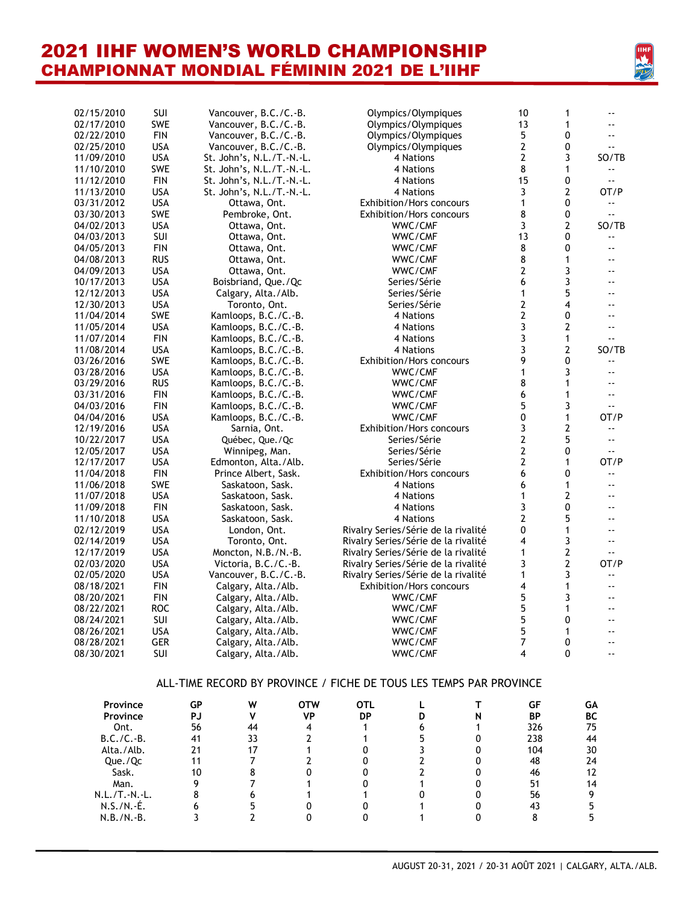# 2021 IIHF WOMEN'S WORLD CHAMPIONSHIP
## CHAMPIONNAT MONDIAL FÉMININ 2021 DE L'IIHF

| | | | | | | |
|---|---|---|---|---|---|---|
| 02/15/2010 | SUI | Vancouver, B.C./C.-B. | Olympics/Olympiques | 10 | 1 | -- |
| 02/17/2010 | SWE | Vancouver, B.C./C.-B. | Olympics/Olympiques | 13 | 1 | -- |
| 02/22/2010 | FIN | Vancouver, B.C./C.-B. | Olympics/Olympiques | 5 | 0 | -- |
| 02/25/2010 | USA | Vancouver, B.C./C.-B. | Olympics/Olympiques | 2 | 0 | -- |
| 11/09/2010 | USA | St. John's, N.L./T.-N.-L. | 4 Nations | 2 | 3 | SO/TB |
| 11/10/2010 | SWE | St. John's, N.L./T.-N.-L. | 4 Nations | 8 | 1 | -- |
| 11/12/2010 | FIN | St. John's, N.L./T.-N.-L. | 4 Nations | 15 | 0 | -- |
| 11/13/2010 | USA | St. John's, N.L./T.-N.-L. | 4 Nations | 3 | 2 | OT/P |
| 03/31/2012 | USA | Ottawa, Ont. | Exhibition/Hors concours | 1 | 0 | -- |
| 03/30/2013 | SWE | Pembroke, Ont. | Exhibition/Hors concours | 8 | 0 | -- |
| 04/02/2013 | USA | Ottawa, Ont. | WWC/CMF | 3 | 2 | SO/TB |
| 04/03/2013 | SUI | Ottawa, Ont. | WWC/CMF | 13 | 0 | -- |
| 04/05/2013 | FIN | Ottawa, Ont. | WWC/CMF | 8 | 0 | -- |
| 04/08/2013 | RUS | Ottawa, Ont. | WWC/CMF | 8 | 1 | -- |
| 04/09/2013 | USA | Ottawa, Ont. | WWC/CMF | 2 | 3 | -- |
| 10/17/2013 | USA | Boisbriand, Que./Qc | Series/Série | 6 | 3 | -- |
| 12/12/2013 | USA | Calgary, Alta./Alb. | Series/Série | 1 | 5 | -- |
| 12/30/2013 | USA | Toronto, Ont. | Series/Série | 2 | 4 | -- |
| 11/04/2014 | SWE | Kamloops, B.C./C.-B. | 4 Nations | 2 | 0 | -- |
| 11/05/2014 | USA | Kamloops, B.C./C.-B. | 4 Nations | 3 | 2 | -- |
| 11/07/2014 | FIN | Kamloops, B.C./C.-B. | 4 Nations | 3 | 1 | -- |
| 11/08/2014 | USA | Kamloops, B.C./C.-B. | 4 Nations | 3 | 2 | SO/TB |
| 03/26/2016 | SWE | Kamloops, B.C./C.-B. | Exhibition/Hors concours | 9 | 0 | -- |
| 03/28/2016 | USA | Kamloops, B.C./C.-B. | WWC/CMF | 1 | 3 | -- |
| 03/29/2016 | RUS | Kamloops, B.C./C.-B. | WWC/CMF | 8 | 1 | -- |
| 03/31/2016 | FIN | Kamloops, B.C./C.-B. | WWC/CMF | 6 | 1 | -- |
| 04/03/2016 | FIN | Kamloops, B.C./C.-B. | WWC/CMF | 5 | 3 | -- |
| 04/04/2016 | USA | Kamloops, B.C./C.-B. | WWC/CMF | 0 | 1 | OT/P |
| 12/19/2016 | USA | Sarnia, Ont. | Exhibition/Hors concours | 3 | 2 | -- |
| 10/22/2017 | USA | Québec, Que./Qc | Series/Série | 2 | 5 | -- |
| 12/05/2017 | USA | Winnipeg, Man. | Series/Série | 2 | 0 | -- |
| 12/17/2017 | USA | Edmonton, Alta./Alb. | Series/Série | 2 | 1 | OT/P |
| 11/04/2018 | FIN | Prince Albert, Sask. | Exhibition/Hors concours | 6 | 0 | -- |
| 11/06/2018 | SWE | Saskatoon, Sask. | 4 Nations | 6 | 1 | -- |
| 11/07/2018 | USA | Saskatoon, Sask. | 4 Nations | 1 | 2 | -- |
| 11/09/2018 | FIN | Saskatoon, Sask. | 4 Nations | 3 | 0 | -- |
| 11/10/2018 | USA | Saskatoon, Sask. | 4 Nations | 2 | 5 | -- |
| 02/12/2019 | USA | London, Ont. | Rivalry Series/Série de la rivalité | 0 | 1 | -- |
| 02/14/2019 | USA | Toronto, Ont. | Rivalry Series/Série de la rivalité | 4 | 3 | -- |
| 12/17/2019 | USA | Moncton, N.B./N.-B. | Rivalry Series/Série de la rivalité | 1 | 2 | -- |
| 02/03/2020 | USA | Victoria, B.C./C.-B. | Rivalry Series/Série de la rivalité | 3 | 2 | OT/P |
| 02/05/2020 | USA | Vancouver, B.C./C.-B. | Rivalry Series/Série de la rivalité | 1 | 3 | -- |
| 08/18/2021 | FIN | Calgary, Alta./Alb. | Exhibition/Hors concours | 4 | 1 | -- |
| 08/20/2021 | FIN | Calgary, Alta./Alb. | WWC/CMF | 5 | 3 | -- |
| 08/22/2021 | ROC | Calgary, Alta./Alb. | WWC/CMF | 5 | 1 | -- |
| 08/24/2021 | SUI | Calgary, Alta./Alb. | WWC/CMF | 5 | 0 | -- |
| 08/26/2021 | USA | Calgary, Alta./Alb. | WWC/CMF | 5 | 1 | -- |
| 08/28/2021 | GER | Calgary, Alta./Alb. | WWC/CMF | 7 | 0 | -- |
| 08/30/2021 | SUI | Calgary, Alta./Alb. | WWC/CMF | 4 | 0 | -- |

### ALL-TIME RECORD BY PROVINCE / FICHE DE TOUS LES TEMPS PAR PROVINCE

| Province | GP | W | OTW | OTL | L | T | GF | GA |
|---|---|---|---|---|---|---|---|---|
| Province | PJ | V | VP | DP | D | N | BP | BC |
| Ont. | 56 | 44 | 4 | 1 | 6 | 1 | 326 | 75 |
| B.C./C.-B. | 41 | 33 | 2 | 1 | 5 | 0 | 238 | 44 |
| Alta./Alb. | 21 | 17 | 1 | 0 | 3 | 0 | 104 | 30 |
| Que./Qc | 11 | 7 | 2 | 0 | 2 | 0 | 48 | 24 |
| Sask. | 10 | 8 | 0 | 0 | 2 | 0 | 46 | 12 |
| Man. | 9 | 7 | 1 | 0 | 1 | 0 | 51 | 14 |
| N.L./T.-N.-L. | 8 | 6 | 1 | 1 | 0 | 0 | 56 | 9 |
| N.S./N.-É. | 6 | 5 | 0 | 0 | 1 | 0 | 43 | 5 |
| N.B./N.-B. | 3 | 2 | 0 | 0 | 1 | 0 | 8 | 5 |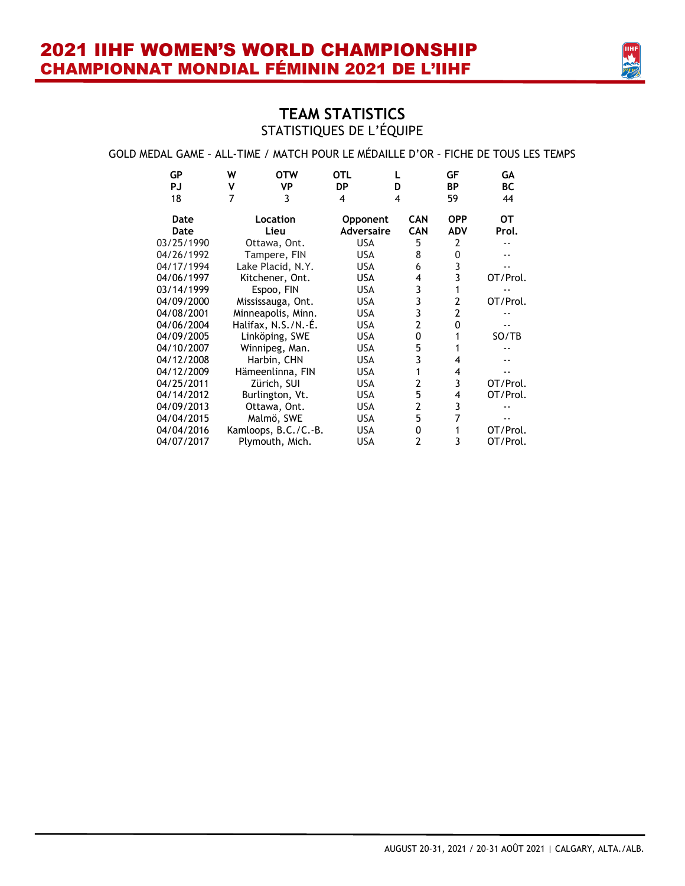# 2021 IIHF WOMEN'S WORLD CHAMPIONSHIP
# CHAMPIONNAT MONDIAL FÉMININ 2021 DE L'IIHF

## TEAM STATISTICS
### STATISTIQUES DE L'ÉQUIPE

GOLD MEDAL GAME – ALL-TIME / MATCH POUR LE MÉDAILLE D'OR – FICHE DE TOUS LES TEMPS

| GP<br>PJ | W<br>V | OTW<br>VP | OTL<br>DP | L<br>D | GF<br>BP | GA<br>BC |
|---|---|---|---|---|---|---|
| 18 | 7 | 3 | 4 | 4 | 59 | 44 |

| Date<br>Date | Location<br>Lieu | Opponent<br>Adversaire | CAN<br>CAN | OPP<br>ADV | OT<br>Prol. |
|---|---|---|---|---|---|
| 03/25/1990 | Ottawa, Ont. | USA | 5 | 2 | -- |
| 04/26/1992 | Tampere, FIN | USA | 8 | 0 | -- |
| 04/17/1994 | Lake Placid, N.Y. | USA | 6 | 3 | -- |
| 04/06/1997 | Kitchener, Ont. | USA | 4 | 3 | OT/Prol. |
| 03/14/1999 | Espoo, FIN | USA | 3 | 1 | -- |
| 04/09/2000 | Mississauga, Ont. | USA | 3 | 2 | OT/Prol. |
| 04/08/2001 | Minneapolis, Minn. | USA | 3 | 2 | -- |
| 04/06/2004 | Halifax, N.S./N.-É. | USA | 2 | 0 | -- |
| 04/09/2005 | Linköping, SWE | USA | 0 | 1 | SO/TB |
| 04/10/2007 | Winnipeg, Man. | USA | 5 | 1 | -- |
| 04/12/2008 | Harbin, CHN | USA | 3 | 4 | -- |
| 04/12/2009 | Hämeenlinna, FIN | USA | 1 | 4 | -- |
| 04/25/2011 | Zürich, SUI | USA | 2 | 3 | OT/Prol. |
| 04/14/2012 | Burlington, Vt. | USA | 5 | 4 | OT/Prol. |
| 04/09/2013 | Ottawa, Ont. | USA | 2 | 3 | -- |
| 04/04/2015 | Malmö, SWE | USA | 5 | 7 | -- |
| 04/04/2016 | Kamloops, B.C./C.-B. | USA | 0 | 1 | OT/Prol. |
| 04/07/2017 | Plymouth, Mich. | USA | 2 | 3 | OT/Prol. |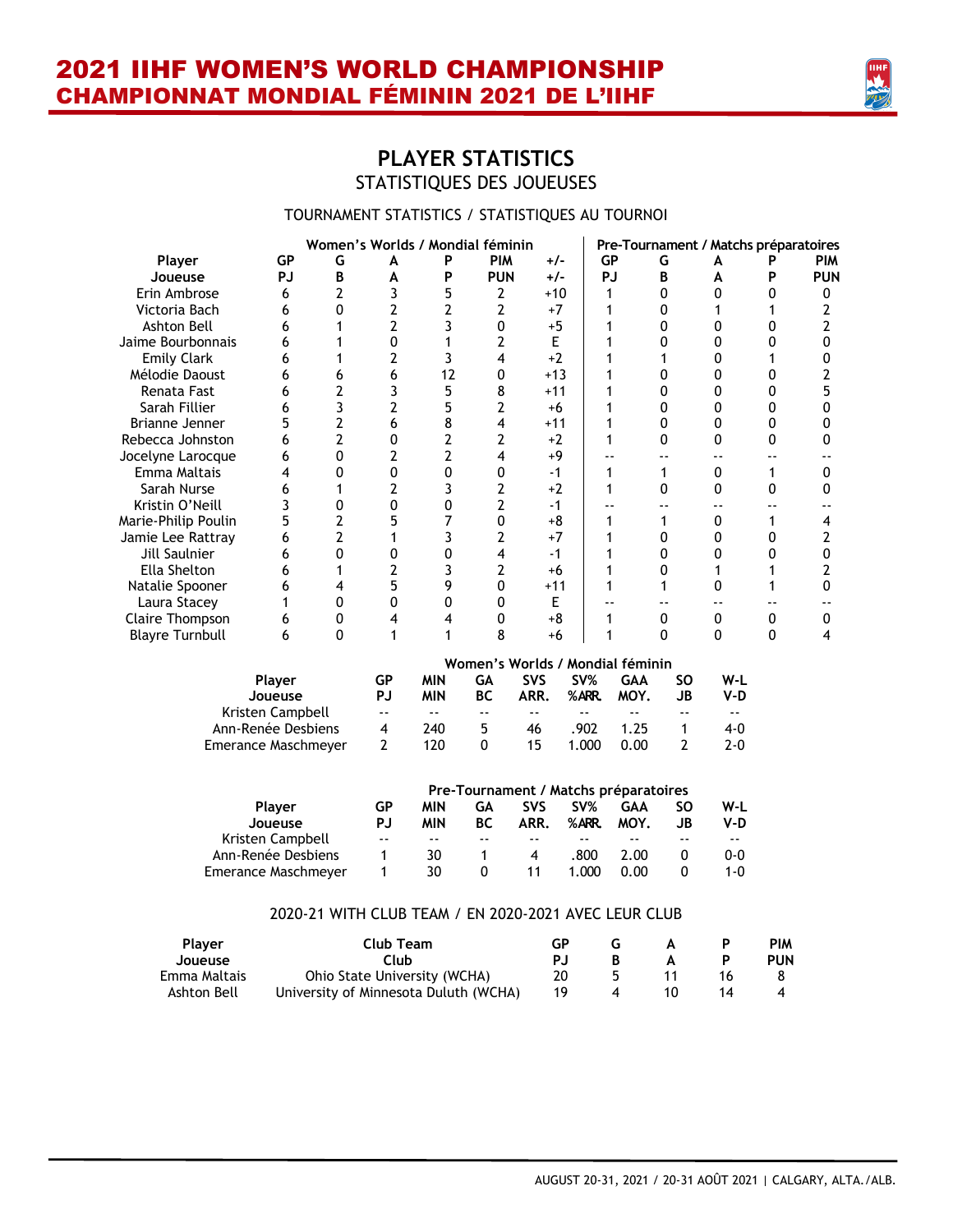# 2021 IIHF WOMEN'S WORLD CHAMPIONSHIP
# CHAMPIONNAT MONDIAL FÉMININ 2021 DE L'IIHF

## PLAYER STATISTICS
### STATISTIQUES DES JOUEUSES

TOURNAMENT STATISTICS / STATISTIQUES AU TOURNOI

| Player | Women's Worlds / Mondial féminin | | | | | | Pre-Tournament / Matchs préparatoires | | | | |
|---|---|---|---|---|---|---|---|---|---|---|---|
| Joueuse | GP PJ | G B | A A | P P | PIM PUN | +/- +/- | GP PJ | G B | A A | P P | PIM PUN |
| Erin Ambrose | 6 | 2 | 3 | 5 | 2 | +10 | 1 | 0 | 0 | 0 | 0 |
| Victoria Bach | 6 | 0 | 2 | 2 | 2 | +7 | 1 | 0 | 1 | 1 | 2 |
| Ashton Bell | 6 | 1 | 2 | 3 | 0 | +5 | 1 | 0 | 0 | 0 | 2 |
| Jaime Bourbonnais | 6 | 1 | 0 | 1 | 2 | E | 1 | 0 | 0 | 0 | 0 |
| Emily Clark | 6 | 1 | 2 | 3 | 4 | +2 | 1 | 1 | 0 | 1 | 0 |
| Mélodie Daoust | 6 | 6 | 6 | 12 | 0 | +13 | 1 | 0 | 0 | 0 | 2 |
| Renata Fast | 6 | 2 | 3 | 5 | 8 | +11 | 1 | 0 | 0 | 0 | 5 |
| Sarah Fillier | 6 | 3 | 2 | 5 | 2 | +6 | 1 | 0 | 0 | 0 | 0 |
| Brianne Jenner | 5 | 2 | 6 | 8 | 4 | +11 | 1 | 0 | 0 | 0 | 0 |
| Rebecca Johnston | 6 | 2 | 0 | 2 | 2 | +2 | 1 | 0 | 0 | 0 | 0 |
| Jocelyne Larocque | 6 | 0 | 2 | 2 | 4 | +9 | -- | -- | -- | -- | -- |
| Emma Maltais | 4 | 0 | 0 | 0 | 0 | -1 | 1 | 1 | 0 | 1 | 0 |
| Sarah Nurse | 6 | 1 | 2 | 3 | 2 | +2 | 1 | 0 | 0 | 0 | 0 |
| Kristin O'Neill | 3 | 0 | 0 | 0 | 2 | -1 | -- | -- | -- | -- | -- |
| Marie-Philip Poulin | 5 | 2 | 5 | 7 | 0 | +8 | 1 | 1 | 0 | 1 | 4 |
| Jamie Lee Rattray | 6 | 2 | 1 | 3 | 2 | +7 | 1 | 0 | 0 | 0 | 2 |
| Jill Saulnier | 6 | 0 | 0 | 0 | 4 | -1 | 1 | 0 | 0 | 0 | 0 |
| Ella Shelton | 6 | 1 | 2 | 3 | 2 | +6 | 1 | 0 | 1 | 1 | 2 |
| Natalie Spooner | 6 | 4 | 5 | 9 | 0 | +11 | 1 | 1 | 0 | 1 | 0 |
| Laura Stacey | 1 | 0 | 0 | 0 | 0 | E | -- | -- | -- | -- | -- |
| Claire Thompson | 6 | 0 | 4 | 4 | 0 | +8 | 1 | 0 | 0 | 0 | 0 |
| Blayre Turnbull | 6 | 0 | 1 | 1 | 8 | +6 | 1 | 0 | 0 | 0 | 4 |

Women's Worlds / Mondial féminin

| Player Joueuse | GP PJ | MIN MIN | GA BC | SVS ARR. | SV% %ARR. | GAA MOY. | SO JB | W-L V-D |
|---|---|---|---|---|---|---|---|---|
| Kristen Campbell | -- | -- | -- | -- | -- | -- | -- | -- |
| Ann-Renée Desbiens | 4 | 240 | 5 | 46 | .902 | 1.25 | 1 | 4-0 |
| Emerance Maschmeyer | 2 | 120 | 0 | 15 | 1.000 | 0.00 | 2 | 2-0 |

Pre-Tournament / Matchs préparatoires

| Player Joueuse | GP PJ | MIN MIN | GA BC | SVS ARR. | SV% %ARR. | GAA MOY. | SO JB | W-L V-D |
|---|---|---|---|---|---|---|---|---|
| Kristen Campbell | -- | -- | -- | -- | -- | -- | -- | -- |
| Ann-Renée Desbiens | 1 | 30 | 1 | 4 | .800 | 2.00 | 0 | 0-0 |
| Emerance Maschmeyer | 1 | 30 | 0 | 11 | 1.000 | 0.00 | 0 | 1-0 |

2020-21 WITH CLUB TEAM / EN 2020-2021 AVEC LEUR CLUB

| Player Joueuse | Club Team Club | GP PJ | G B | A A | P P | PIM PUN |
|---|---|---|---|---|---|---|
| Emma Maltais | Ohio State University (WCHA) | 20 | 5 | 11 | 16 | 8 |
| Ashton Bell | University of Minnesota Duluth (WCHA) | 19 | 4 | 10 | 14 | 4 |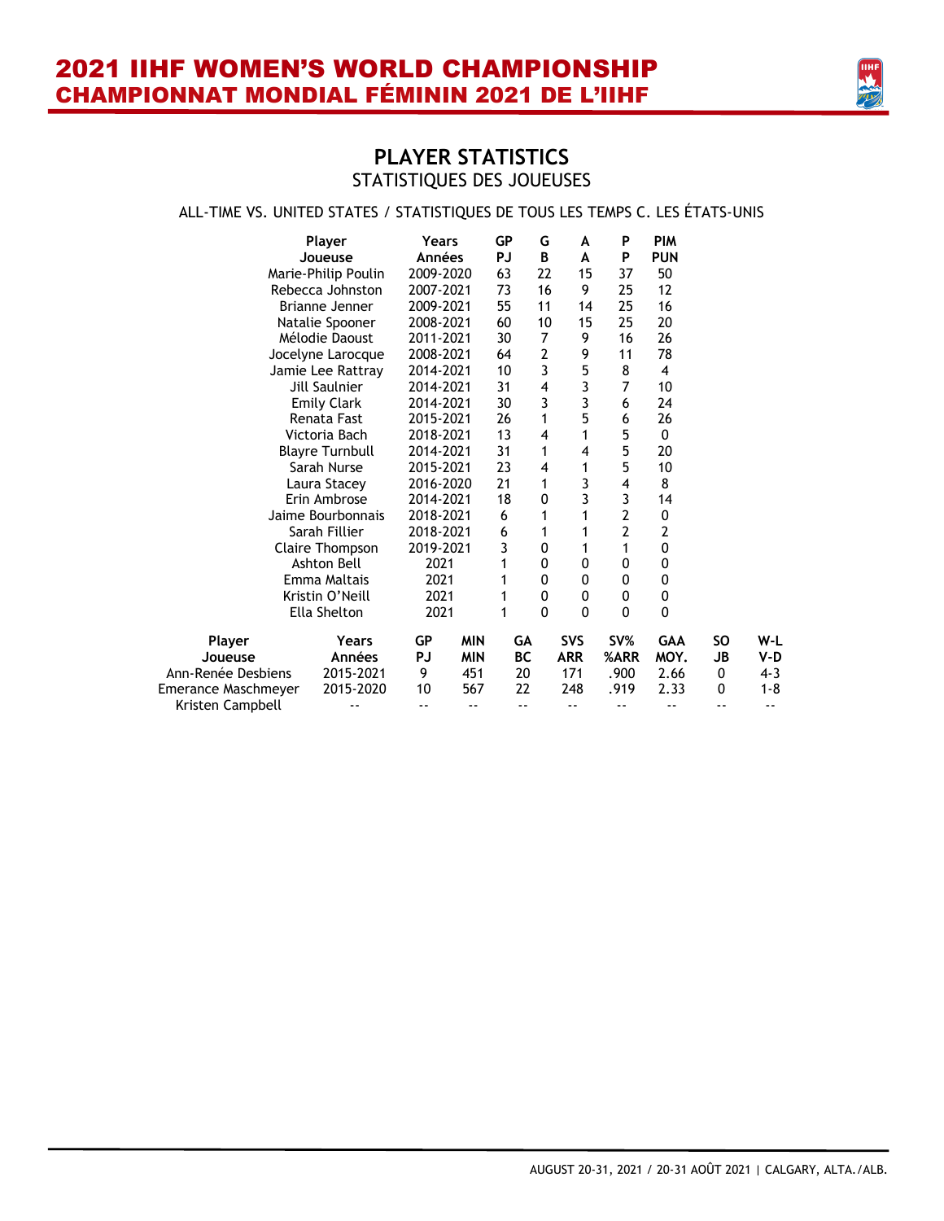# 2021 IIHF WOMEN'S WORLD CHAMPIONSHIP
# CHAMPIONNAT MONDIAL FÉMININ 2021 DE L'IIHF

## PLAYER STATISTICS
### STATISTIQUES DES JOUEUSES

ALL-TIME VS. UNITED STATES / STATISTIQUES DE TOUS LES TEMPS C. LES ÉTATS-UNIS

| Player<br>Joueuse | Years<br>Années | GP<br>PJ | G<br>B | A<br>A | P<br>P | PIM<br>PUN |
|---|---|---|---|---|---|---|
| Marie-Philip Poulin | 2009-2020 | 63 | 22 | 15 | 37 | 50 |
| Rebecca Johnston | 2007-2021 | 73 | 16 | 9 | 25 | 12 |
| Brianne Jenner | 2009-2021 | 55 | 11 | 14 | 25 | 16 |
| Natalie Spooner | 2008-2021 | 60 | 10 | 15 | 25 | 20 |
| Mélodie Daoust | 2011-2021 | 30 | 7 | 9 | 16 | 26 |
| Jocelyne Larocque | 2008-2021 | 64 | 2 | 9 | 11 | 78 |
| Jamie Lee Rattray | 2014-2021 | 10 | 3 | 5 | 8 | 4 |
| Jill Saulnier | 2014-2021 | 31 | 4 | 3 | 7 | 10 |
| Emily Clark | 2014-2021 | 30 | 3 | 3 | 6 | 24 |
| Renata Fast | 2015-2021 | 26 | 1 | 5 | 6 | 26 |
| Victoria Bach | 2018-2021 | 13 | 4 | 1 | 5 | 0 |
| Blayre Turnbull | 2014-2021 | 31 | 1 | 4 | 5 | 20 |
| Sarah Nurse | 2015-2021 | 23 | 4 | 1 | 5 | 10 |
| Laura Stacey | 2016-2020 | 21 | 1 | 3 | 4 | 8 |
| Erin Ambrose | 2014-2021 | 18 | 0 | 3 | 3 | 14 |
| Jaime Bourbonnais | 2018-2021 | 6 | 1 | 1 | 2 | 0 |
| Sarah Fillier | 2018-2021 | 6 | 1 | 1 | 2 | 2 |
| Claire Thompson | 2019-2021 | 3 | 0 | 1 | 1 | 0 |
| Ashton Bell | 2021 | 1 | 0 | 0 | 0 | 0 |
| Emma Maltais | 2021 | 1 | 0 | 0 | 0 | 0 |
| Kristin O'Neill | 2021 | 1 | 0 | 0 | 0 | 0 |
| Ella Shelton | 2021 | 1 | 0 | 0 | 0 | 0 |

| Player<br>Joueuse | Years<br>Années | GP<br>PJ | MIN<br>MIN | GA<br>BC | SVS<br>ARR | SV%<br>%ARR | GAA<br>MOY. | SO<br>JB | W-L<br>V-D |
|---|---|---|---|---|---|---|---|---|---|
| Ann-Renée Desbiens | 2015-2021 | 9 | 451 | 20 | 171 | .900 | 2.66 | 0 | 4-3 |
| Emerance Maschmeyer | 2015-2020 | 10 | 567 | 22 | 248 | .919 | 2.33 | 0 | 1-8 |
| Kristen Campbell | -- | -- | -- | -- | -- | -- | -- | -- | -- |

AUGUST 20-31, 2021 / 20-31 AOÛT 2021 | CALGARY, ALTA./ALB.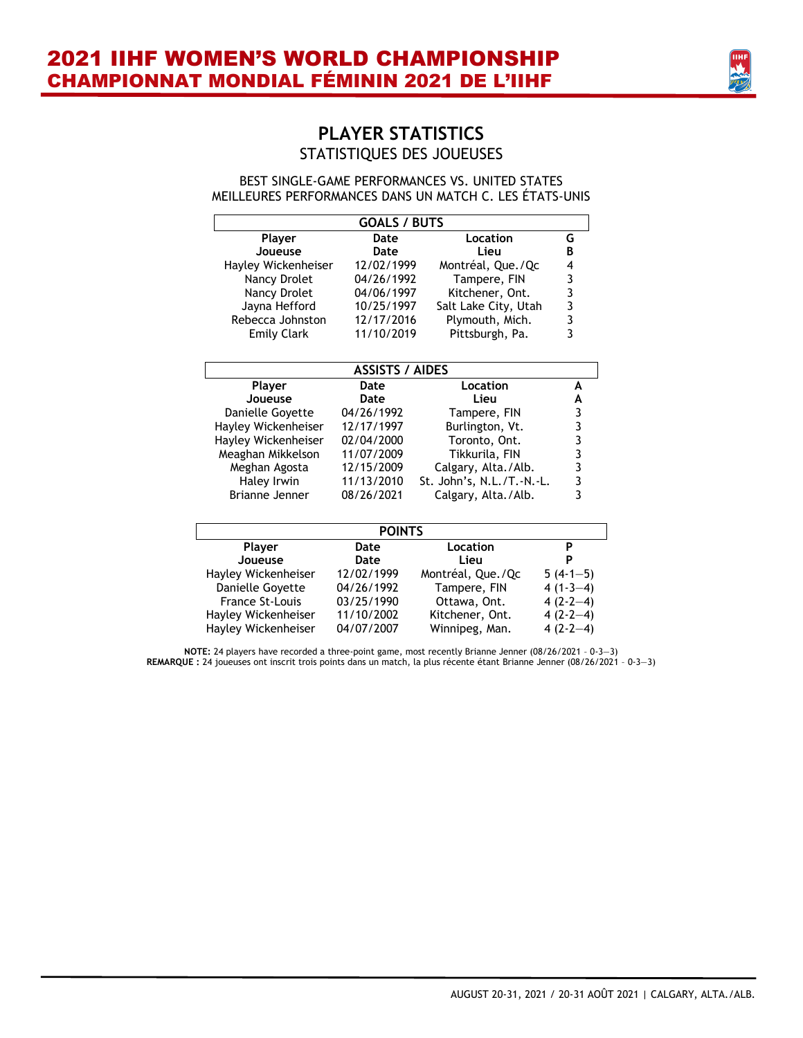# PLAYER STATISTICS

## STATISTIQUES DES JOUEUSES

BEST SINGLE-GAME PERFORMANCES VS. UNITED STATES
MEILLEURES PERFORMANCES DANS UN MATCH C. LES ÉTATS-UNIS

**GOALS / BUTS**

| Player<br>Joueuse | Date<br>Date | Location<br>Lieu | G<br>B |
|---|---|---|---|
| Hayley Wickenheiser | 12/02/1999 | Montréal, Que./Qc | 4 |
| Nancy Drolet | 04/26/1992 | Tampere, FIN | 3 |
| Nancy Drolet | 04/06/1997 | Kitchener, Ont. | 3 |
| Jayna Hefford | 10/25/1997 | Salt Lake City, Utah | 3 |
| Rebecca Johnston | 12/17/2016 | Plymouth, Mich. | 3 |
| Emily Clark | 11/10/2019 | Pittsburgh, Pa. | 3 |

**ASSISTS / AIDES**

| Player<br>Joueuse | Date<br>Date | Location<br>Lieu | A<br>A |
|---|---|---|---|
| Danielle Goyette | 04/26/1992 | Tampere, FIN | 3 |
| Hayley Wickenheiser | 12/17/1997 | Burlington, Vt. | 3 |
| Hayley Wickenheiser | 02/04/2000 | Toronto, Ont. | 3 |
| Meaghan Mikkelson | 11/07/2009 | Tikkurila, FIN | 3 |
| Meghan Agosta | 12/15/2009 | Calgary, Alta./Alb. | 3 |
| Haley Irwin | 11/13/2010 | St. John's, N.L./T.-N.-L. | 3 |
| Brianne Jenner | 08/26/2021 | Calgary, Alta./Alb. | 3 |

**POINTS**

| Player<br>Joueuse | Date<br>Date | Location<br>Lieu | P<br>P |
|---|---|---|---|
| Hayley Wickenheiser | 12/02/1999 | Montréal, Que./Qc | 5 (4-1—5) |
| Danielle Goyette | 04/26/1992 | Tampere, FIN | 4 (1-3—4) |
| France St-Louis | 03/25/1990 | Ottawa, Ont. | 4 (2-2—4) |
| Hayley Wickenheiser | 11/10/2002 | Kitchener, Ont. | 4 (2-2—4) |
| Hayley Wickenheiser | 04/07/2007 | Winnipeg, Man. | 4 (2-2—4) |

**NOTE:** 24 players have recorded a three-point game, most recently Brianne Jenner (08/26/2021 – 0-3—3)
**REMARQUE :** 24 joueuses ont inscrit trois points dans un match, la plus récente étant Brianne Jenner (08/26/2021 – 0-3—3)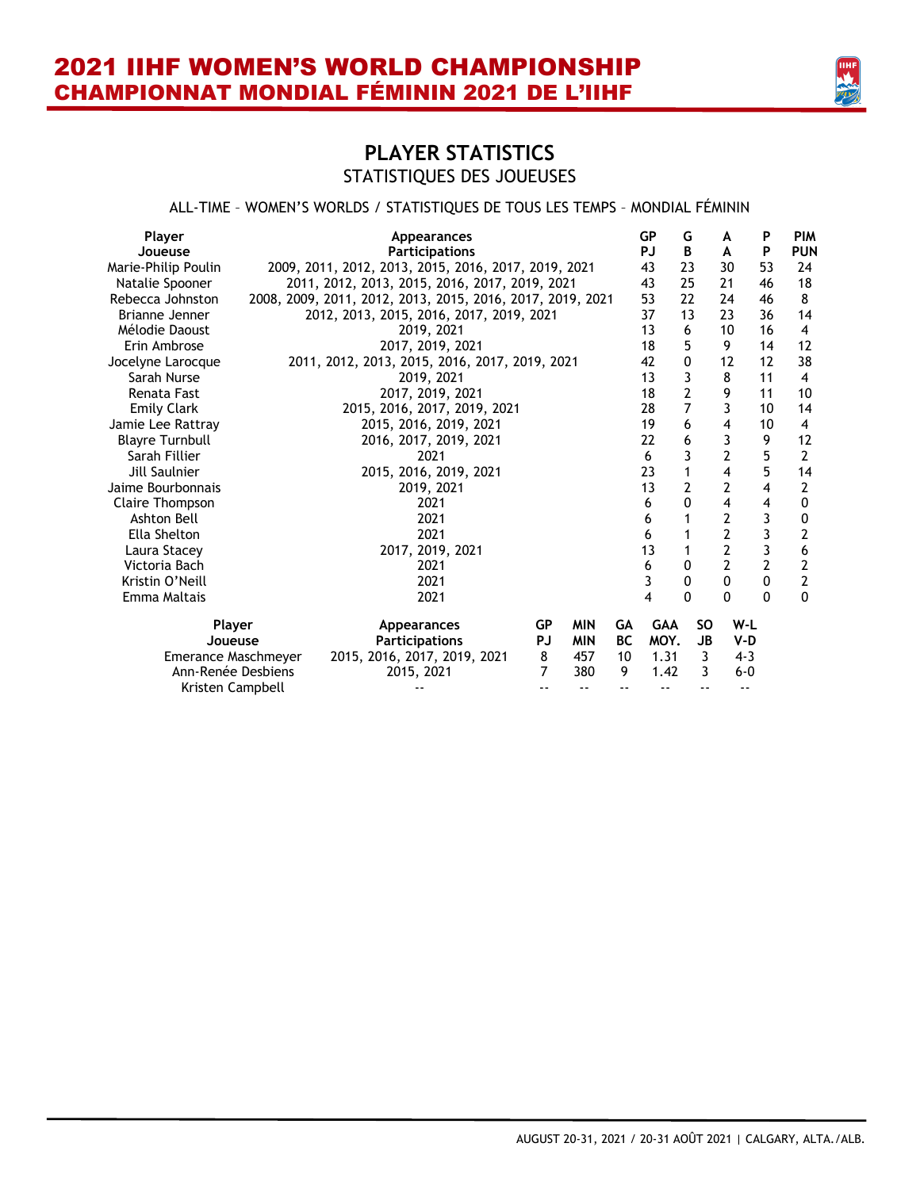# 2021 IIHF WOMEN'S WORLD CHAMPIONSHIP
# CHAMPIONNAT MONDIAL FÉMININ 2021 DE L'IIHF

## PLAYER STATISTICS
STATISTIQUES DES JOUEUSES

ALL-TIME – WOMEN'S WORLDS / STATISTIQUES DE TOUS LES TEMPS – MONDIAL FÉMININ

| Player<br>Joueuse | Appearances<br>Participations | GP<br>PJ | G<br>B | A<br>A | P<br>P | PIM<br>PUN |
|---|---|---|---|---|---|---|
| Marie-Philip Poulin | 2009, 2011, 2012, 2013, 2015, 2016, 2017, 2019, 2021 | 43 | 23 | 30 | 53 | 24 |
| Natalie Spooner | 2011, 2012, 2013, 2015, 2016, 2017, 2019, 2021 | 43 | 25 | 21 | 46 | 18 |
| Rebecca Johnston | 2008, 2009, 2011, 2012, 2013, 2015, 2016, 2017, 2019, 2021 | 53 | 22 | 24 | 46 | 8 |
| Brianne Jenner | 2012, 2013, 2015, 2016, 2017, 2019, 2021 | 37 | 13 | 23 | 36 | 14 |
| Mélodie Daoust | 2019, 2021 | 13 | 6 | 10 | 16 | 4 |
| Erin Ambrose | 2017, 2019, 2021 | 18 | 5 | 9 | 14 | 12 |
| Jocelyne Larocque | 2011, 2012, 2013, 2015, 2016, 2017, 2019, 2021 | 42 | 0 | 12 | 12 | 38 |
| Sarah Nurse | 2019, 2021 | 13 | 3 | 8 | 11 | 4 |
| Renata Fast | 2017, 2019, 2021 | 18 | 2 | 9 | 11 | 10 |
| Emily Clark | 2015, 2016, 2017, 2019, 2021 | 28 | 7 | 3 | 10 | 14 |
| Jamie Lee Rattray | 2015, 2016, 2019, 2021 | 19 | 6 | 4 | 10 | 4 |
| Blayre Turnbull | 2016, 2017, 2019, 2021 | 22 | 6 | 3 | 9 | 12 |
| Sarah Fillier | 2021 | 6 | 3 | 2 | 5 | 2 |
| Jill Saulnier | 2015, 2016, 2019, 2021 | 23 | 1 | 4 | 5 | 14 |
| Jaime Bourbonnais | 2019, 2021 | 13 | 2 | 2 | 4 | 2 |
| Claire Thompson | 2021 | 6 | 0 | 4 | 4 | 0 |
| Ashton Bell | 2021 | 6 | 1 | 2 | 3 | 0 |
| Ella Shelton | 2021 | 6 | 1 | 2 | 3 | 2 |
| Laura Stacey | 2017, 2019, 2021 | 13 | 1 | 2 | 3 | 6 |
| Victoria Bach | 2021 | 6 | 0 | 2 | 2 | 2 |
| Kristin O'Neill | 2021 | 3 | 0 | 0 | 0 | 2 |
| Emma Maltais | 2021 | 4 | 0 | 0 | 0 | 0 |

| Player<br>Joueuse | Appearances<br>Participations | GP<br>PJ | MIN<br>MIN | GA<br>BC | GAA<br>MOY. | SO<br>JB | W-L<br>V-D |
|---|---|---|---|---|---|---|---|
| Emerance Maschmeyer | 2015, 2016, 2017, 2019, 2021 | 8 | 457 | 10 | 1.31 | 3 | 4-3 |
| Ann-Renée Desbiens | 2015, 2021 | 7 | 380 | 9 | 1.42 | 3 | 6-0 |
| Kristen Campbell | -- | -- | -- | -- | -- | -- | -- |

AUGUST 20-31, 2021 / 20-31 AOÛT 2021 | CALGARY, ALTA./ALB.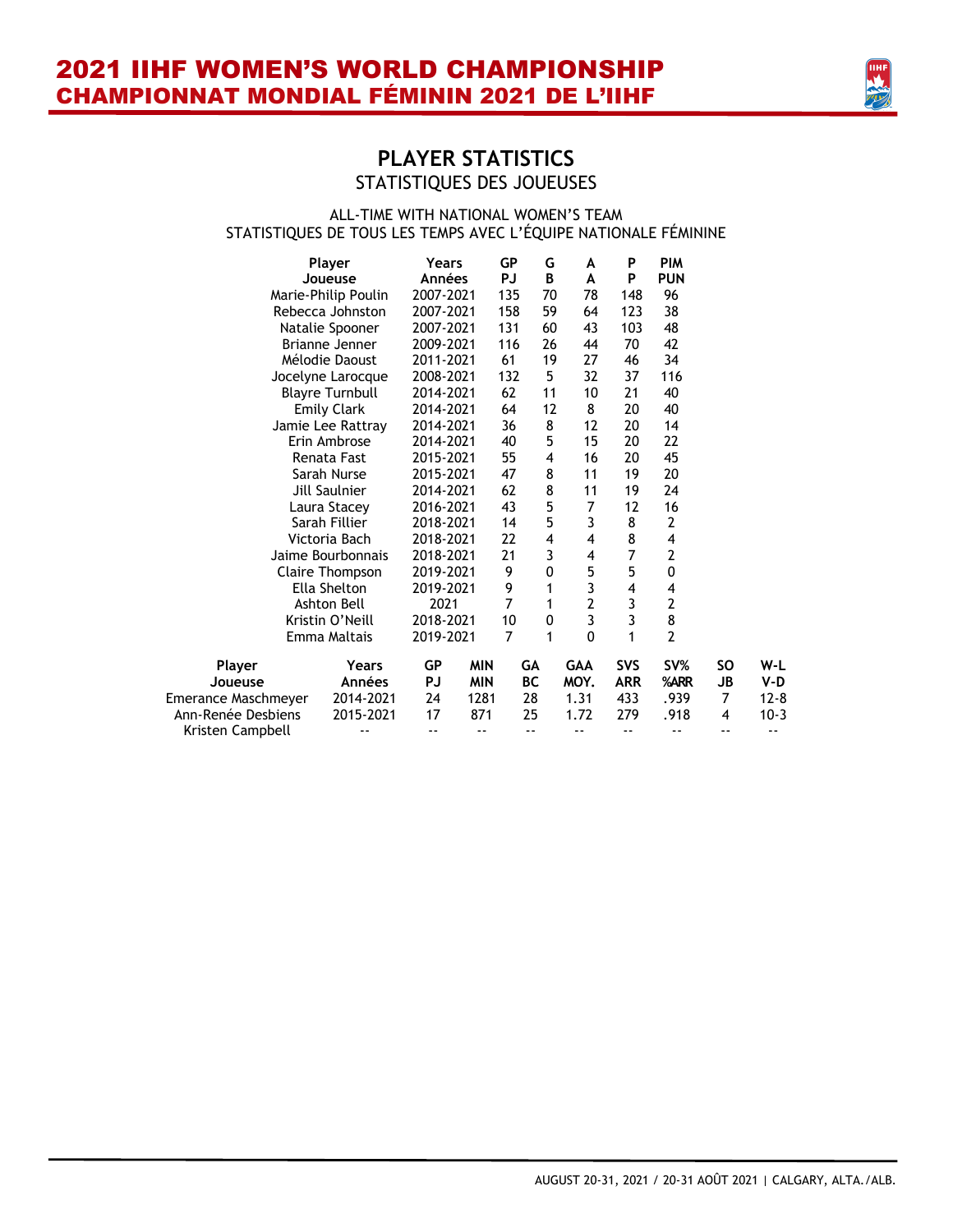# 2021 IIHF WOMEN'S WORLD CHAMPIONSHIP
# CHAMPIONNAT MONDIAL FÉMININ 2021 DE L'IIHF

## PLAYER STATISTICS
### STATISTIQUES DES JOUEUSES

ALL-TIME WITH NATIONAL WOMEN'S TEAM
STATISTIQUES DE TOUS LES TEMPS AVEC L'ÉQUIPE NATIONALE FÉMININE

| Player<br>Joueuse | Years<br>Années | GP<br>PJ | G<br>B | A<br>A | P<br>P | PIM<br>PUN |
|---|---|---|---|---|---|---|
| Marie-Philip Poulin | 2007-2021 | 135 | 70 | 78 | 148 | 96 |
| Rebecca Johnston | 2007-2021 | 158 | 59 | 64 | 123 | 38 |
| Natalie Spooner | 2007-2021 | 131 | 60 | 43 | 103 | 48 |
| Brianne Jenner | 2009-2021 | 116 | 26 | 44 | 70 | 42 |
| Mélodie Daoust | 2011-2021 | 61 | 19 | 27 | 46 | 34 |
| Jocelyne Larocque | 2008-2021 | 132 | 5 | 32 | 37 | 116 |
| Blayre Turnbull | 2014-2021 | 62 | 11 | 10 | 21 | 40 |
| Emily Clark | 2014-2021 | 64 | 12 | 8 | 20 | 40 |
| Jamie Lee Rattray | 2014-2021 | 36 | 8 | 12 | 20 | 14 |
| Erin Ambrose | 2014-2021 | 40 | 5 | 15 | 20 | 22 |
| Renata Fast | 2015-2021 | 55 | 4 | 16 | 20 | 45 |
| Sarah Nurse | 2015-2021 | 47 | 8 | 11 | 19 | 20 |
| Jill Saulnier | 2014-2021 | 62 | 8 | 11 | 19 | 24 |
| Laura Stacey | 2016-2021 | 43 | 5 | 7 | 12 | 16 |
| Sarah Fillier | 2018-2021 | 14 | 5 | 3 | 8 | 2 |
| Victoria Bach | 2018-2021 | 22 | 4 | 4 | 8 | 4 |
| Jaime Bourbonnais | 2018-2021 | 21 | 3 | 4 | 7 | 2 |
| Claire Thompson | 2019-2021 | 9 | 0 | 5 | 5 | 0 |
| Ella Shelton | 2019-2021 | 9 | 1 | 3 | 4 | 4 |
| Ashton Bell | 2021 | 7 | 1 | 2 | 3 | 2 |
| Kristin O'Neill | 2018-2021 | 10 | 0 | 3 | 3 | 8 |
| Emma Maltais | 2019-2021 | 7 | 1 | 0 | 1 | 2 |

| Player<br>Joueuse | Years<br>Années | GP<br>PJ | MIN<br>MIN | GA<br>BC | GAA<br>MOY. | SVS<br>ARR | SV%<br>%ARR | SO<br>JB | W-L<br>V-D |
|---|---|---|---|---|---|---|---|---|---|
| Emerance Maschmeyer | 2014-2021 | 24 | 1281 | 28 | 1.31 | 433 | .939 | 7 | 12-8 |
| Ann-Renée Desbiens | 2015-2021 | 17 | 871 | 25 | 1.72 | 279 | .918 | 4 | 10-3 |
| Kristen Campbell | -- | -- | -- | -- | -- | -- | -- | -- | -- |

AUGUST 20-31, 2021 / 20-31 AOÛT 2021 | CALGARY, ALTA./ALB.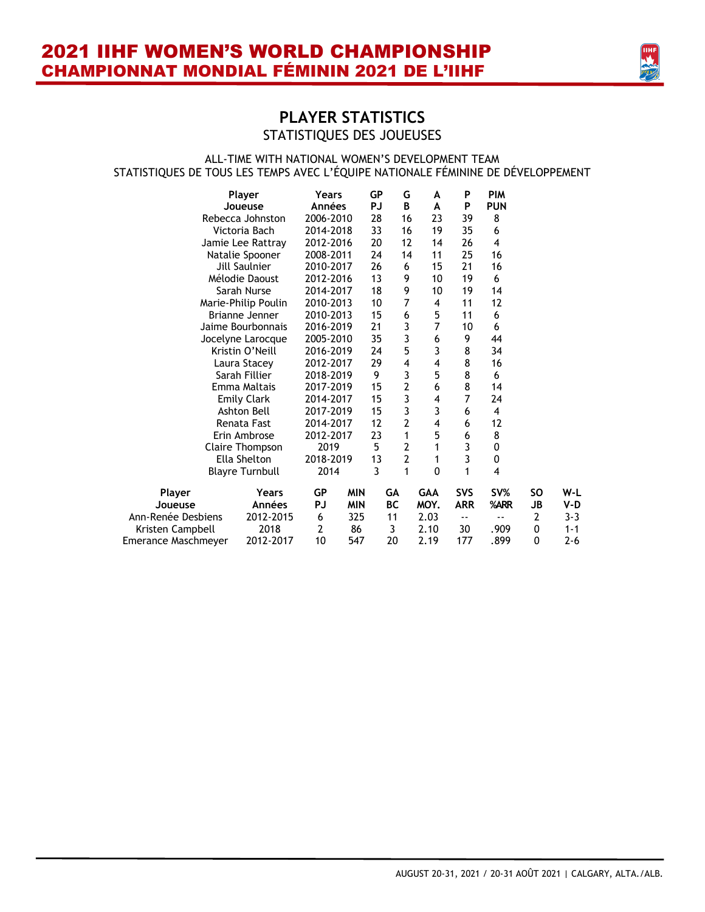# 2021 IIHF WOMEN'S WORLD CHAMPIONSHIP
# CHAMPIONNAT MONDIAL FÉMININ 2021 DE L'IIHF

## PLAYER STATISTICS
### STATISTIQUES DES JOUEUSES

ALL-TIME WITH NATIONAL WOMEN'S DEVELOPMENT TEAM
STATISTIQUES DE TOUS LES TEMPS AVEC L'ÉQUIPE NATIONALE FÉMININE DE DÉVELOPPEMENT

| Player<br>Joueuse | Years<br>Années | GP<br>PJ | G<br>B | A<br>A | P<br>P | PIM<br>PUN |
|---|---|---|---|---|---|---|
| Rebecca Johnston | 2006-2010 | 28 | 16 | 23 | 39 | 8 |
| Victoria Bach | 2014-2018 | 33 | 16 | 19 | 35 | 6 |
| Jamie Lee Rattray | 2012-2016 | 20 | 12 | 14 | 26 | 4 |
| Natalie Spooner | 2008-2011 | 24 | 14 | 11 | 25 | 16 |
| Jill Saulnier | 2010-2017 | 26 | 6 | 15 | 21 | 16 |
| Mélodie Daoust | 2012-2016 | 13 | 9 | 10 | 19 | 6 |
| Sarah Nurse | 2014-2017 | 18 | 9 | 10 | 19 | 14 |
| Marie-Philip Poulin | 2010-2013 | 10 | 7 | 4 | 11 | 12 |
| Brianne Jenner | 2010-2013 | 15 | 6 | 5 | 11 | 6 |
| Jaime Bourbonnais | 2016-2019 | 21 | 3 | 7 | 10 | 6 |
| Jocelyne Larocque | 2005-2010 | 35 | 3 | 6 | 9 | 44 |
| Kristin O'Neill | 2016-2019 | 24 | 5 | 3 | 8 | 34 |
| Laura Stacey | 2012-2017 | 29 | 4 | 4 | 8 | 16 |
| Sarah Fillier | 2018-2019 | 9 | 3 | 5 | 8 | 6 |
| Emma Maltais | 2017-2019 | 15 | 2 | 6 | 8 | 14 |
| Emily Clark | 2014-2017 | 15 | 3 | 4 | 7 | 24 |
| Ashton Bell | 2017-2019 | 15 | 3 | 3 | 6 | 4 |
| Renata Fast | 2014-2017 | 12 | 2 | 4 | 6 | 12 |
| Erin Ambrose | 2012-2017 | 23 | 1 | 5 | 6 | 8 |
| Claire Thompson | 2019 | 5 | 2 | 1 | 3 | 0 |
| Ella Shelton | 2018-2019 | 13 | 2 | 1 | 3 | 0 |
| Blayre Turnbull | 2014 | 3 | 1 | 0 | 1 | 4 |

| Player<br>Joueuse | Years<br>Années | GP<br>PJ | MIN<br>MIN | GA<br>BC | GAA<br>MOY. | SVS<br>ARR | SV%<br>%ARR | SO<br>JB | W-L<br>V-D |
|---|---|---|---|---|---|---|---|---|---|
| Ann-Renée Desbiens | 2012-2015 | 6 | 325 | 11 | 2.03 | -- | -- | 2 | 3-3 |
| Kristen Campbell | 2018 | 2 | 86 | 3 | 2.10 | 30 | .909 | 0 | 1-1 |
| Emerance Maschmeyer | 2012-2017 | 10 | 547 | 20 | 2.19 | 177 | .899 | 0 | 2-6 |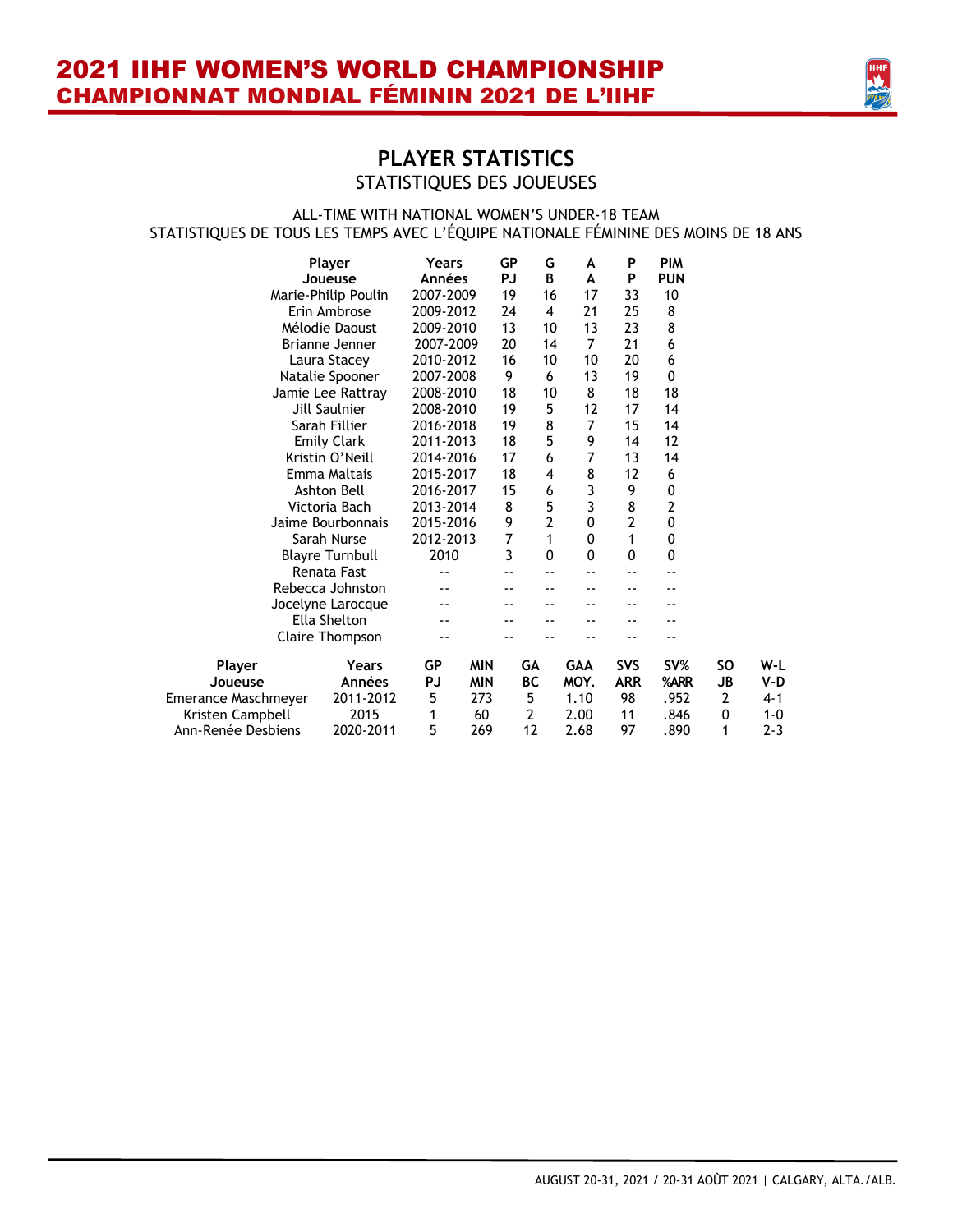## PLAYER STATISTICS
### STATISTIQUES DES JOUEUSES

ALL-TIME WITH NATIONAL WOMEN'S UNDER-18 TEAM
STATISTIQUES DE TOUS LES TEMPS AVEC L'ÉQUIPE NATIONALE FÉMININE DES MOINS DE 18 ANS

| Player<br>Joueuse | Years<br>Années | GP<br>PJ | G<br>B | A<br>A | P<br>P | PIM<br>PUN |
|---|---|---|---|---|---|---|
| Marie-Philip Poulin | 2007-2009 | 19 | 16 | 17 | 33 | 10 |
| Erin Ambrose | 2009-2012 | 24 | 4 | 21 | 25 | 8 |
| Mélodie Daoust | 2009-2010 | 13 | 10 | 13 | 23 | 8 |
| Brianne Jenner | 2007-2009 | 20 | 14 | 7 | 21 | 6 |
| Laura Stacey | 2010-2012 | 16 | 10 | 10 | 20 | 6 |
| Natalie Spooner | 2007-2008 | 9 | 6 | 13 | 19 | 0 |
| Jamie Lee Rattray | 2008-2010 | 18 | 10 | 8 | 18 | 18 |
| Jill Saulnier | 2008-2010 | 19 | 5 | 12 | 17 | 14 |
| Sarah Fillier | 2016-2018 | 19 | 8 | 7 | 15 | 14 |
| Emily Clark | 2011-2013 | 18 | 5 | 9 | 14 | 12 |
| Kristin O'Neill | 2014-2016 | 17 | 6 | 7 | 13 | 14 |
| Emma Maltais | 2015-2017 | 18 | 4 | 8 | 12 | 6 |
| Ashton Bell | 2016-2017 | 15 | 6 | 3 | 9 | 0 |
| Victoria Bach | 2013-2014 | 8 | 5 | 3 | 8 | 2 |
| Jaime Bourbonnais | 2015-2016 | 9 | 2 | 0 | 2 | 0 |
| Sarah Nurse | 2012-2013 | 7 | 1 | 0 | 1 | 0 |
| Blayre Turnbull | 2010 | 3 | 0 | 0 | 0 | 0 |
| Renata Fast | -- | -- | -- | -- | -- | -- |
| Rebecca Johnston | -- | -- | -- | -- | -- | -- |
| Jocelyne Larocque | -- | -- | -- | -- | -- | -- |
| Ella Shelton | -- | -- | -- | -- | -- | -- |
| Claire Thompson | -- | -- | -- | -- | -- | -- |

| Player<br>Joueuse | Years<br>Années | GP<br>PJ | MIN<br>MIN | GA<br>BC | GAA<br>MOY. | SVS<br>ARR | SV%<br>%ARR | SO<br>JB | W-L<br>V-D |
|---|---|---|---|---|---|---|---|---|---|
| Emerance Maschmeyer | 2011-2012 | 5 | 273 | 5 | 1.10 | 98 | .952 | 2 | 4-1 |
| Kristen Campbell | 2015 | 1 | 60 | 2 | 2.00 | 11 | .846 | 0 | 1-0 |
| Ann-Renée Desbiens | 2020-2011 | 5 | 269 | 12 | 2.68 | 97 | .890 | 1 | 2-3 |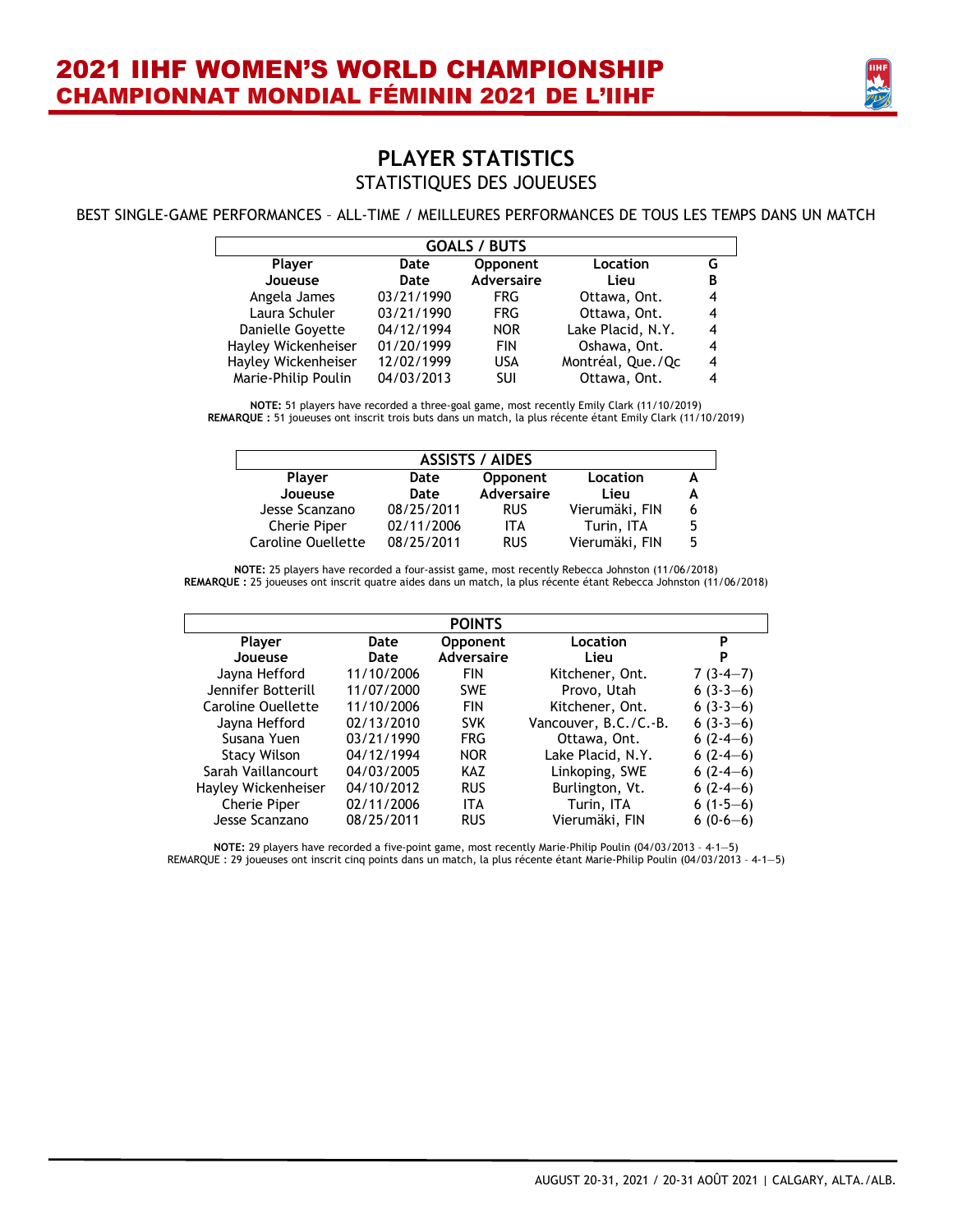## PLAYER STATISTICS
STATISTIQUES DES JOUEUSES

BEST SINGLE-GAME PERFORMANCES – ALL-TIME / MEILLEURES PERFORMANCES DE TOUS LES TEMPS DANS UN MATCH

| GOALS / BUTS | | | | |
|---|---|---|---|---|
| **Player Joueuse** | **Date Date** | **Opponent Adversaire** | **Location Lieu** | **G B** |
| Angela James | 03/21/1990 | FRG | Ottawa, Ont. | 4 |
| Laura Schuler | 03/21/1990 | FRG | Ottawa, Ont. | 4 |
| Danielle Goyette | 04/12/1994 | NOR | Lake Placid, N.Y. | 4 |
| Hayley Wickenheiser | 01/20/1999 | FIN | Oshawa, Ont. | 4 |
| Hayley Wickenheiser | 12/02/1999 | USA | Montréal, Que./Qc | 4 |
| Marie-Philip Poulin | 04/03/2013 | SUI | Ottawa, Ont. | 4 |

**NOTE:** 51 players have recorded a three-goal game, most recently Emily Clark (11/10/2019)
**REMARQUE :** 51 joueuses ont inscrit trois buts dans un match, la plus récente étant Emily Clark (11/10/2019)

| ASSISTS / AIDES | | | | |
|---|---|---|---|---|
| **Player Joueuse** | **Date Date** | **Opponent Adversaire** | **Location Lieu** | **A A** |
| Jesse Scanzano | 08/25/2011 | RUS | Vierumäki, FIN | 6 |
| Cherie Piper | 02/11/2006 | ITA | Turin, ITA | 5 |
| Caroline Ouellette | 08/25/2011 | RUS | Vierumäki, FIN | 5 |

**NOTE:** 25 players have recorded a four-assist game, most recently Rebecca Johnston (11/06/2018)
**REMARQUE :** 25 joueuses ont inscrit quatre aides dans un match, la plus récente étant Rebecca Johnston (11/06/2018)

| POINTS | | | | |
|---|---|---|---|---|
| **Player Joueuse** | **Date Date** | **Opponent Adversaire** | **Location Lieu** | **P P** |
| Jayna Hefford | 11/10/2006 | FIN | Kitchener, Ont. | 7 (3-4—7) |
| Jennifer Botterill | 11/07/2000 | SWE | Provo, Utah | 6 (3-3—6) |
| Caroline Ouellette | 11/10/2006 | FIN | Kitchener, Ont. | 6 (3-3—6) |
| Jayna Hefford | 02/13/2010 | SVK | Vancouver, B.C./C.-B. | 6 (3-3—6) |
| Susana Yuen | 03/21/1990 | FRG | Ottawa, Ont. | 6 (2-4—6) |
| Stacy Wilson | 04/12/1994 | NOR | Lake Placid, N.Y. | 6 (2-4—6) |
| Sarah Vaillancourt | 04/03/2005 | KAZ | Linkoping, SWE | 6 (2-4—6) |
| Hayley Wickenheiser | 04/10/2012 | RUS | Burlington, Vt. | 6 (2-4—6) |
| Cherie Piper | 02/11/2006 | ITA | Turin, ITA | 6 (1-5—6) |
| Jesse Scanzano | 08/25/2011 | RUS | Vierumäki, FIN | 6 (0-6—6) |

**NOTE:** 29 players have recorded a five-point game, most recently Marie-Philip Poulin (04/03/2013 – 4-1—5)
REMARQUE : 29 joueuses ont inscrit cinq points dans un match, la plus récente étant Marie-Philip Poulin (04/03/2013 – 4-1—5)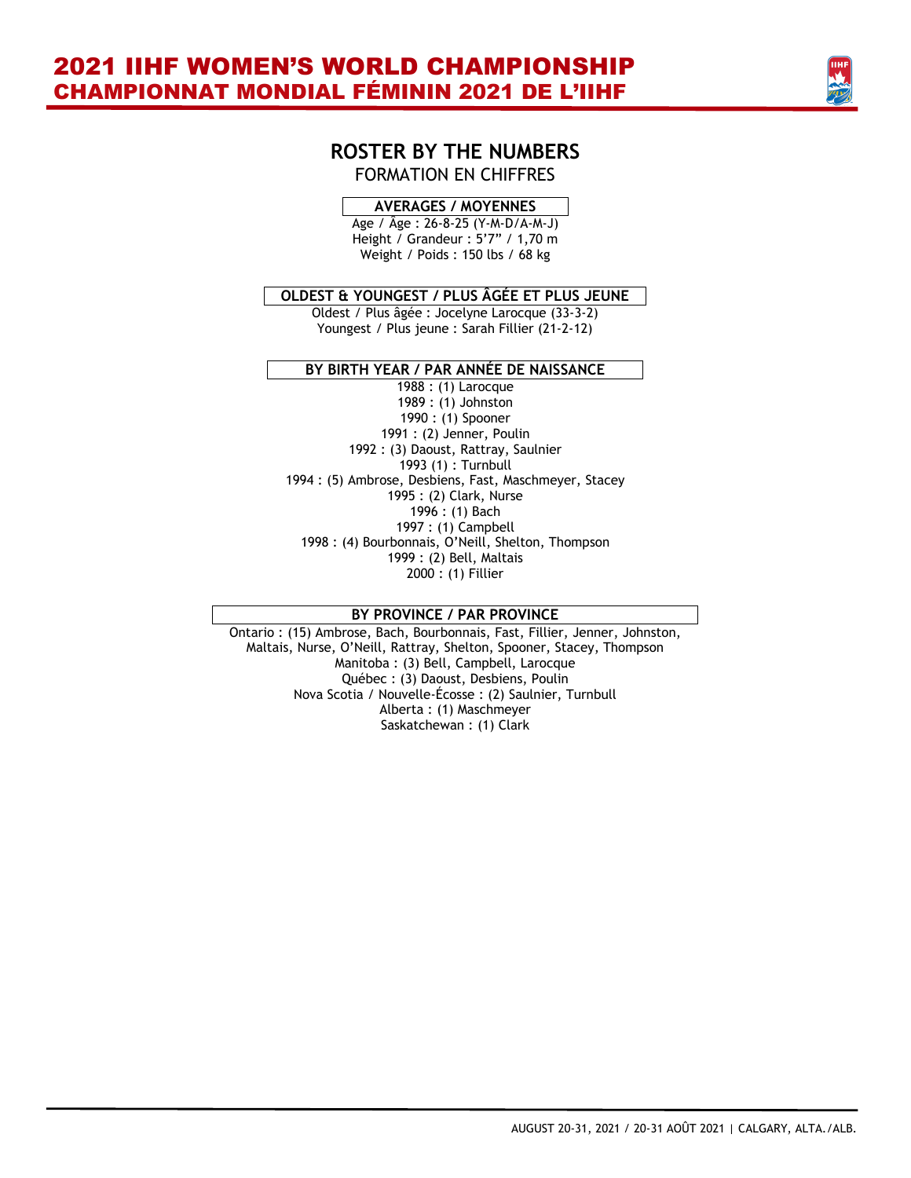## ROSTER BY THE NUMBERS

FORMATION EN CHIFFRES

### AVERAGES / MOYENNES

Age / Âge : 26-8-25 (Y-M-D/A-M-J)
Height / Grandeur : 5'7" / 1,70 m
Weight / Poids : 150 lbs / 68 kg

### OLDEST & YOUNGEST / PLUS ÂGÉE ET PLUS JEUNE

Oldest / Plus âgée : Jocelyne Larocque (33-3-2)
Youngest / Plus jeune : Sarah Fillier (21-2-12)

### BY BIRTH YEAR / PAR ANNÉE DE NAISSANCE

1988 : (1) Larocque
1989 : (1) Johnston
1990 : (1) Spooner
1991 : (2) Jenner, Poulin
1992 : (3) Daoust, Rattray, Saulnier
1993 (1) : Turnbull
1994 : (5) Ambrose, Desbiens, Fast, Maschmeyer, Stacey
1995 : (2) Clark, Nurse
1996 : (1) Bach
1997 : (1) Campbell
1998 : (4) Bourbonnais, O'Neill, Shelton, Thompson
1999 : (2) Bell, Maltais
2000 : (1) Fillier

### BY PROVINCE / PAR PROVINCE

Ontario : (15) Ambrose, Bach, Bourbonnais, Fast, Fillier, Jenner, Johnston, Maltais, Nurse, O'Neill, Rattray, Shelton, Spooner, Stacey, Thompson
Manitoba : (3) Bell, Campbell, Larocque
Québec : (3) Daoust, Desbiens, Poulin
Nova Scotia / Nouvelle-Écosse : (2) Saulnier, Turnbull
Alberta : (1) Maschmeyer
Saskatchewan : (1) Clark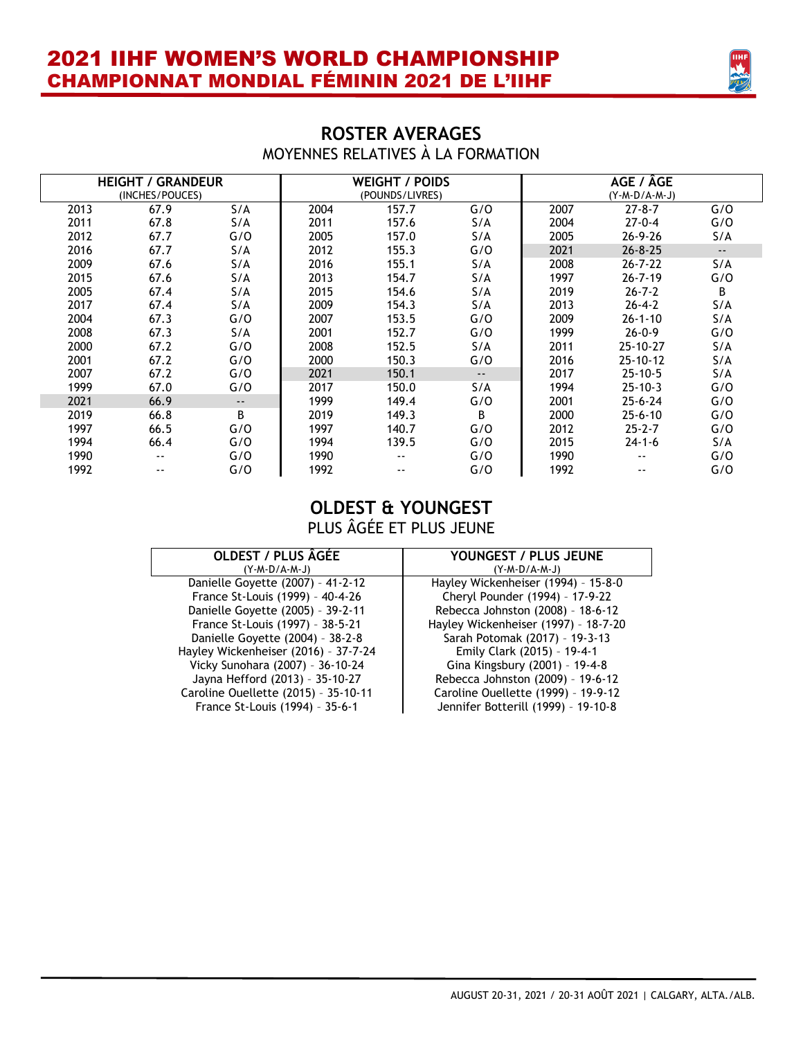# 2021 IIHF WOMEN'S WORLD CHAMPIONSHIP
# CHAMPIONNAT MONDIAL FÉMININ 2021 DE L'IIHF

## ROSTER AVERAGES
MOYENNES RELATIVES À LA FORMATION

| HEIGHT / GRANDEUR (INCHES/POUCES) | | | WEIGHT / POIDS (POUNDS/LIVRES) | | | AGE / ÂGE (Y-M-D/A-M-J) | | |
|---|---|---|---|---|---|---|---|---|
| 2013 | 67.9 | S/A | 2004 | 157.7 | G/O | 2007 | 27-8-7 | G/O |
| 2011 | 67.8 | S/A | 2011 | 157.6 | S/A | 2004 | 27-0-4 | G/O |
| 2012 | 67.7 | G/O | 2005 | 157.0 | S/A | 2005 | 26-9-26 | S/A |
| 2016 | 67.7 | S/A | 2012 | 155.3 | G/O | 2021 | 26-8-25 | -- |
| 2009 | 67.6 | S/A | 2016 | 155.1 | S/A | 2008 | 26-7-22 | S/A |
| 2015 | 67.6 | S/A | 2013 | 154.7 | S/A | 1997 | 26-7-19 | G/O |
| 2005 | 67.4 | S/A | 2015 | 154.6 | S/A | 2019 | 26-7-2 | B |
| 2017 | 67.4 | S/A | 2009 | 154.3 | S/A | 2013 | 26-4-2 | S/A |
| 2004 | 67.3 | G/O | 2007 | 153.5 | G/O | 2009 | 26-1-10 | S/A |
| 2008 | 67.3 | S/A | 2001 | 152.7 | G/O | 1999 | 26-0-9 | G/O |
| 2000 | 67.2 | G/O | 2008 | 152.5 | S/A | 2011 | 25-10-27 | S/A |
| 2001 | 67.2 | G/O | 2000 | 150.3 | G/O | 2016 | 25-10-12 | S/A |
| 2007 | 67.2 | G/O | 2021 | 150.1 | -- | 2017 | 25-10-5 | S/A |
| 1999 | 67.0 | G/O | 2017 | 150.0 | S/A | 1994 | 25-10-3 | G/O |
| 2021 | 66.9 | -- | 1999 | 149.4 | G/O | 2001 | 25-6-24 | G/O |
| 2019 | 66.8 | B | 2019 | 149.3 | B | 2000 | 25-6-10 | G/O |
| 1997 | 66.5 | G/O | 1997 | 140.7 | G/O | 2012 | 25-2-7 | G/O |
| 1994 | 66.4 | G/O | 1994 | 139.5 | G/O | 2015 | 24-1-6 | S/A |
| 1990 | -- | G/O | 1990 | -- | G/O | 1990 | -- | G/O |
| 1992 | -- | G/O | 1992 | -- | G/O | 1992 | -- | G/O |

## OLDEST & YOUNGEST
PLUS ÂGÉE ET PLUS JEUNE

| OLDEST / PLUS ÂGÉE (Y-M-D/A-M-J) | YOUNGEST / PLUS JEUNE (Y-M-D/A-M-J) |
|---|---|
| Danielle Goyette (2007) - 41-2-12 | Hayley Wickenheiser (1994) - 15-8-0 |
| France St-Louis (1999) - 40-4-26 | Cheryl Pounder (1994) - 17-9-22 |
| Danielle Goyette (2005) - 39-2-11 | Rebecca Johnston (2008) - 18-6-12 |
| France St-Louis (1997) - 38-5-21 | Hayley Wickenheiser (1997) - 18-7-20 |
| Danielle Goyette (2004) - 38-2-8 | Sarah Potomak (2017) - 19-3-13 |
| Hayley Wickenheiser (2016) - 37-7-24 | Emily Clark (2015) - 19-4-1 |
| Vicky Sunohara (2007) - 36-10-24 | Gina Kingsbury (2001) - 19-4-8 |
| Jayna Hefford (2013) - 35-10-27 | Rebecca Johnston (2009) - 19-6-12 |
| Caroline Ouellette (2015) - 35-10-11 | Caroline Ouellette (1999) - 19-9-12 |
| France St-Louis (1994) - 35-6-1 | Jennifer Botterill (1999) - 19-10-8 |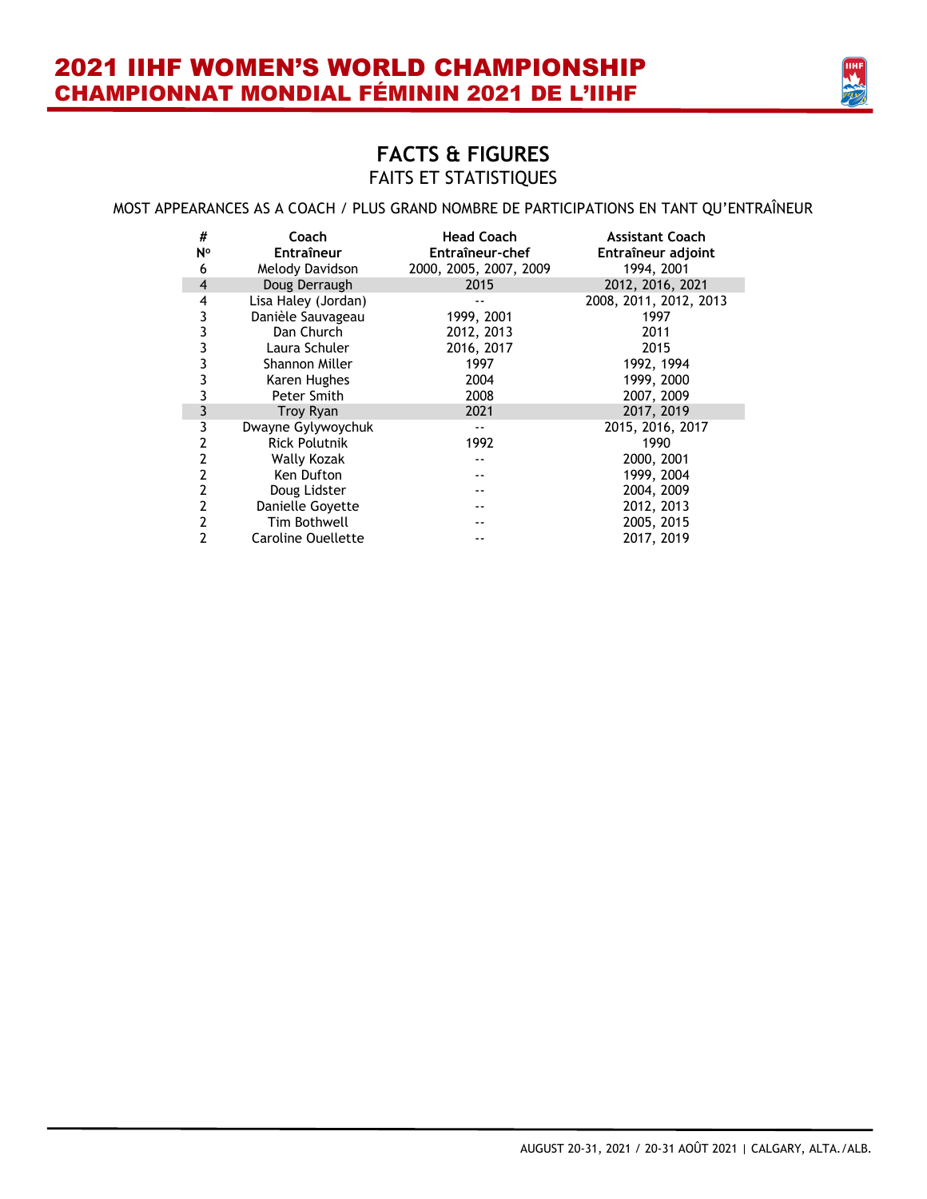## FACTS & FIGURES
FAITS ET STATISTIQUES

MOST APPEARANCES AS A COACH / PLUS GRAND NOMBRE DE PARTICIPATIONS EN TANT QU'ENTRAÎNEUR

| # Nº | Coach Entraîneur | Head Coach Entraîneur-chef | Assistant Coach Entraîneur adjoint |
|---|---|---|---|
| 6 | Melody Davidson | 2000, 2005, 2007, 2009 | 1994, 2001 |
| 4 | Doug Derraugh | 2015 | 2012, 2016, 2021 |
| 4 | Lisa Haley (Jordan) | -- | 2008, 2011, 2012, 2013 |
| 3 | Danièle Sauvageau | 1999, 2001 | 1997 |
| 3 | Dan Church | 2012, 2013 | 2011 |
| 3 | Laura Schuler | 2016, 2017 | 2015 |
| 3 | Shannon Miller | 1997 | 1992, 1994 |
| 3 | Karen Hughes | 2004 | 1999, 2000 |
| 3 | Peter Smith | 2008 | 2007, 2009 |
| 3 | Troy Ryan | 2021 | 2017, 2019 |
| 3 | Dwayne Gylywoychuk | -- | 2015, 2016, 2017 |
| 2 | Rick Polutnik | 1992 | 1990 |
| 2 | Wally Kozak | -- | 2000, 2001 |
| 2 | Ken Dufton | -- | 1999, 2004 |
| 2 | Doug Lidster | -- | 2004, 2009 |
| 2 | Danielle Goyette | -- | 2012, 2013 |
| 2 | Tim Bothwell | -- | 2005, 2015 |
| 2 | Caroline Ouellette | -- | 2017, 2019 |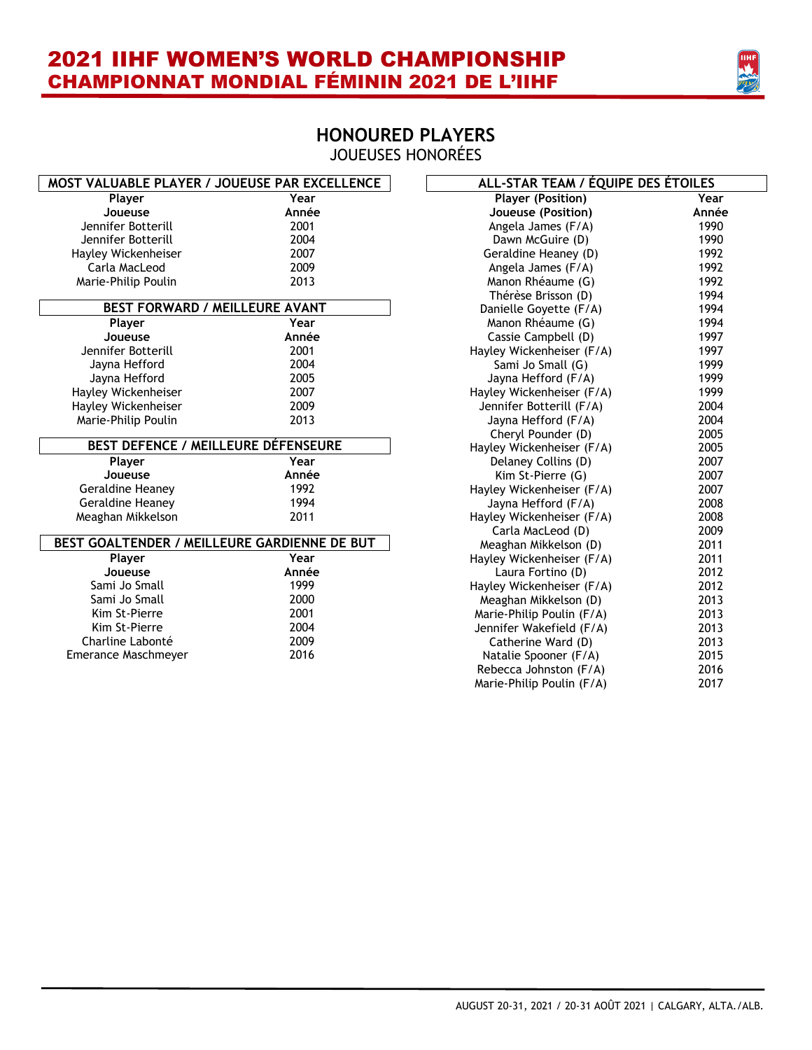# 2021 IIHF WOMEN'S WORLD CHAMPIONSHIP
# CHAMPIONNAT MONDIAL FÉMININ 2021 DE L'IIHF

## HONOURED PLAYERS
JOUEUSES HONORÉES

### MOST VALUABLE PLAYER / JOUEUSE PAR EXCELLENCE

| Player<br>Joueuse | Year<br>Année |
|---|---|
| Jennifer Botterill | 2001 |
| Jennifer Botterill | 2004 |
| Hayley Wickenheiser | 2007 |
| Carla MacLeod | 2009 |
| Marie-Philip Poulin | 2013 |

### BEST FORWARD / MEILLEURE AVANT

| Player<br>Joueuse | Year<br>Année |
|---|---|
| Jennifer Botterill | 2001 |
| Jayna Hefford | 2004 |
| Jayna Hefford | 2005 |
| Hayley Wickenheiser | 2007 |
| Hayley Wickenheiser | 2009 |
| Marie-Philip Poulin | 2013 |

### BEST DEFENCE / MEILLEURE DÉFENSEURE

| Player<br>Joueuse | Year<br>Année |
|---|---|
| Geraldine Heaney | 1992 |
| Geraldine Heaney | 1994 |
| Meaghan Mikkelson | 2011 |

### BEST GOALTENDER / MEILLEURE GARDIENNE DE BUT

| Player<br>Joueuse | Year<br>Année |
|---|---|
| Sami Jo Small | 1999 |
| Sami Jo Small | 2000 |
| Kim St-Pierre | 2001 |
| Kim St-Pierre | 2004 |
| Charline Labonté | 2009 |
| Emerance Maschmeyer | 2016 |

### ALL-STAR TEAM / ÉQUIPE DES ÉTOILES

| Player (Position)<br>Joueuse (Position) | Year<br>Année |
|---|---|
| Angela James (F/A) | 1990 |
| Dawn McGuire (D) | 1990 |
| Geraldine Heaney (D) | 1992 |
| Angela James (F/A) | 1992 |
| Manon Rhéaume (G) | 1992 |
| Thérèse Brisson (D) | 1994 |
| Danielle Goyette (F/A) | 1994 |
| Manon Rhéaume (G) | 1994 |
| Cassie Campbell (D) | 1997 |
| Hayley Wickenheiser (F/A) | 1997 |
| Sami Jo Small (G) | 1999 |
| Jayna Hefford (F/A) | 1999 |
| Hayley Wickenheiser (F/A) | 1999 |
| Jennifer Botterill (F/A) | 2004 |
| Jayna Hefford (F/A) | 2004 |
| Cheryl Pounder (D) | 2005 |
| Hayley Wickenheiser (F/A) | 2005 |
| Delaney Collins (D) | 2007 |
| Kim St-Pierre (G) | 2007 |
| Hayley Wickenheiser (F/A) | 2007 |
| Jayna Hefford (F/A) | 2008 |
| Hayley Wickenheiser (F/A) | 2008 |
| Carla MacLeod (D) | 2009 |
| Meaghan Mikkelson (D) | 2011 |
| Hayley Wickenheiser (F/A) | 2011 |
| Laura Fortino (D) | 2012 |
| Hayley Wickenheiser (F/A) | 2012 |
| Meaghan Mikkelson (D) | 2013 |
| Marie-Philip Poulin (F/A) | 2013 |
| Jennifer Wakefield (F/A) | 2013 |
| Catherine Ward (D) | 2013 |
| Natalie Spooner (F/A) | 2015 |
| Rebecca Johnston (F/A) | 2016 |
| Marie-Philip Poulin (F/A) | 2017 |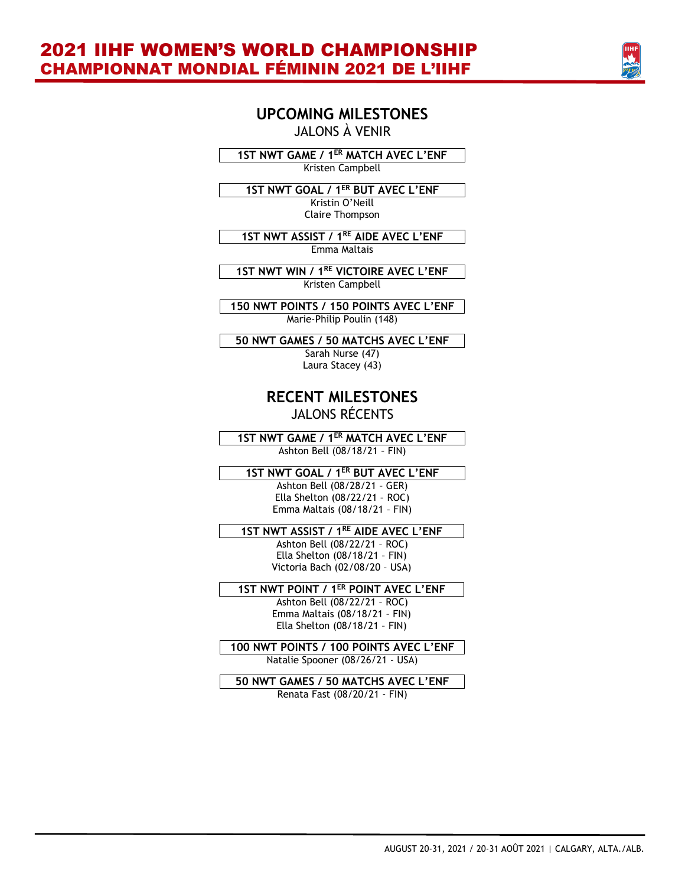## UPCOMING MILESTONES

JALONS À VENIR

**1ST NWT GAME / 1ER MATCH AVEC L'ENF**

Kristen Campbell

**1ST NWT GOAL / 1ER BUT AVEC L'ENF**

Kristin O'Neill
Claire Thompson

**1ST NWT ASSIST / 1RE AIDE AVEC L'ENF**

Emma Maltais

**1ST NWT WIN / 1RE VICTOIRE AVEC L'ENF**

Kristen Campbell

**150 NWT POINTS / 150 POINTS AVEC L'ENF**

Marie-Philip Poulin (148)

**50 NWT GAMES / 50 MATCHS AVEC L'ENF**

Sarah Nurse (47)
Laura Stacey (43)

## RECENT MILESTONES

JALONS RÉCENTS

**1ST NWT GAME / 1ER MATCH AVEC L'ENF**

Ashton Bell (08/18/21 – FIN)

**1ST NWT GOAL / 1ER BUT AVEC L'ENF**

Ashton Bell (08/28/21 – GER)
Ella Shelton (08/22/21 – ROC)
Emma Maltais (08/18/21 – FIN)

**1ST NWT ASSIST / 1RE AIDE AVEC L'ENF**

Ashton Bell (08/22/21 – ROC)
Ella Shelton (08/18/21 – FIN)
Victoria Bach (02/08/20 – USA)

**1ST NWT POINT / 1ER POINT AVEC L'ENF**

Ashton Bell (08/22/21 – ROC)
Emma Maltais (08/18/21 – FIN)
Ella Shelton (08/18/21 – FIN)

**100 NWT POINTS / 100 POINTS AVEC L'ENF**

Natalie Spooner (08/26/21 - USA)

**50 NWT GAMES / 50 MATCHS AVEC L'ENF**

Renata Fast (08/20/21 - FIN)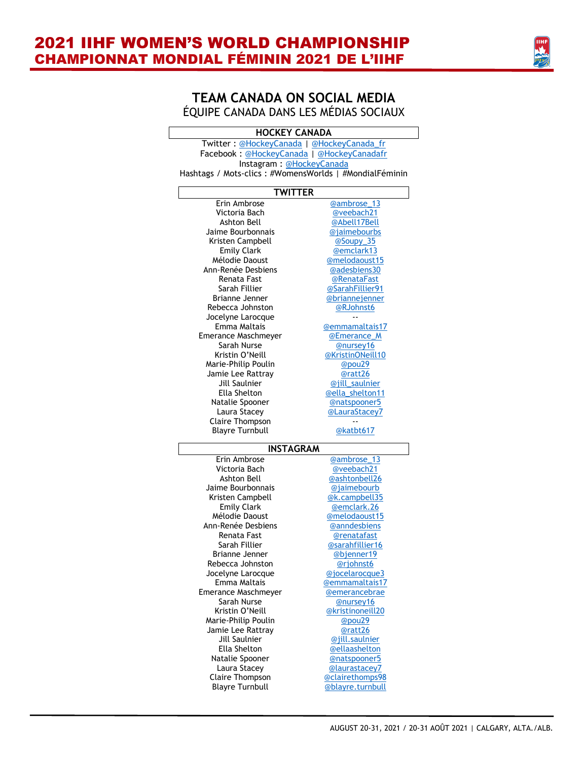## TEAM CANADA ON SOCIAL MEDIA
ÉQUIPE CANADA DANS LES MÉDIAS SOCIAUX

**HOCKEY CANADA**

Twitter : @HockeyCanada | @HockeyCanada_fr
Facebook : @HockeyCanada | @HockeyCanadafr
Instagram : @HockeyCanada
Hashtags / Mots-clics : #WomensWorlds | #MondialFéminin

| TWITTER | |
|---|---|
| Erin Ambrose | @ambrose_13 |
| Victoria Bach | @veebach21 |
| Ashton Bell | @Abell17Bell |
| Jaime Bourbonnais | @jaimebourbs |
| Kristen Campbell | @Soupy_35 |
| Emily Clark | @emclark13 |
| Mélodie Daoust | @melodaoust15 |
| Ann-Renée Desbiens | @adesbiens30 |
| Renata Fast | @RenataFast |
| Sarah Fillier | @SarahFillier91 |
| Brianne Jenner | @briannejenner |
| Rebecca Johnston | @RJohnst6 |
| Jocelyne Larocque | -- |
| Emma Maltais | @emmamaltais17 |
| Emerance Maschmeyer | @Emerance_M |
| Sarah Nurse | @nursey16 |
| Kristin O'Neill | @KristinONeill10 |
| Marie-Philip Poulin | @pou29 |
| Jamie Lee Rattray | @ratt26 |
| Jill Saulnier | @jill_saulnier |
| Ella Shelton | @ella_shelton11 |
| Natalie Spooner | @natspooner5 |
| Laura Stacey | @LauraStacey7 |
| Claire Thompson | -- |
| Blayre Turnbull | @katbt617 |

| INSTAGRAM | |
|---|---|
| Erin Ambrose | @ambrose_13 |
| Victoria Bach | @veebach21 |
| Ashton Bell | @ashtonbell26 |
| Jaime Bourbonnais | @jaimebourb |
| Kristen Campbell | @k.campbell35 |
| Emily Clark | @emclark.26 |
| Mélodie Daoust | @melodaoust15 |
| Ann-Renée Desbiens | @anndesbiens |
| Renata Fast | @renatafast |
| Sarah Fillier | @sarahfillier16 |
| Brianne Jenner | @bjenner19 |
| Rebecca Johnston | @rjohnst6 |
| Jocelyne Larocque | @jocelarocque3 |
| Emma Maltais | @emmamaltais17 |
| Emerance Maschmeyer | @emerancebrae |
| Sarah Nurse | @nursey16 |
| Kristin O'Neill | @kristinoneill20 |
| Marie-Philip Poulin | @pou29 |
| Jamie Lee Rattray | @ratt26 |
| Jill Saulnier | @jill.saulnier |
| Ella Shelton | @ellaashelton |
| Natalie Spooner | @natspooner5 |
| Laura Stacey | @laurastacey7 |
| Claire Thompson | @clairethomps98 |
| Blayre Turnbull | @blayre.turnbull |